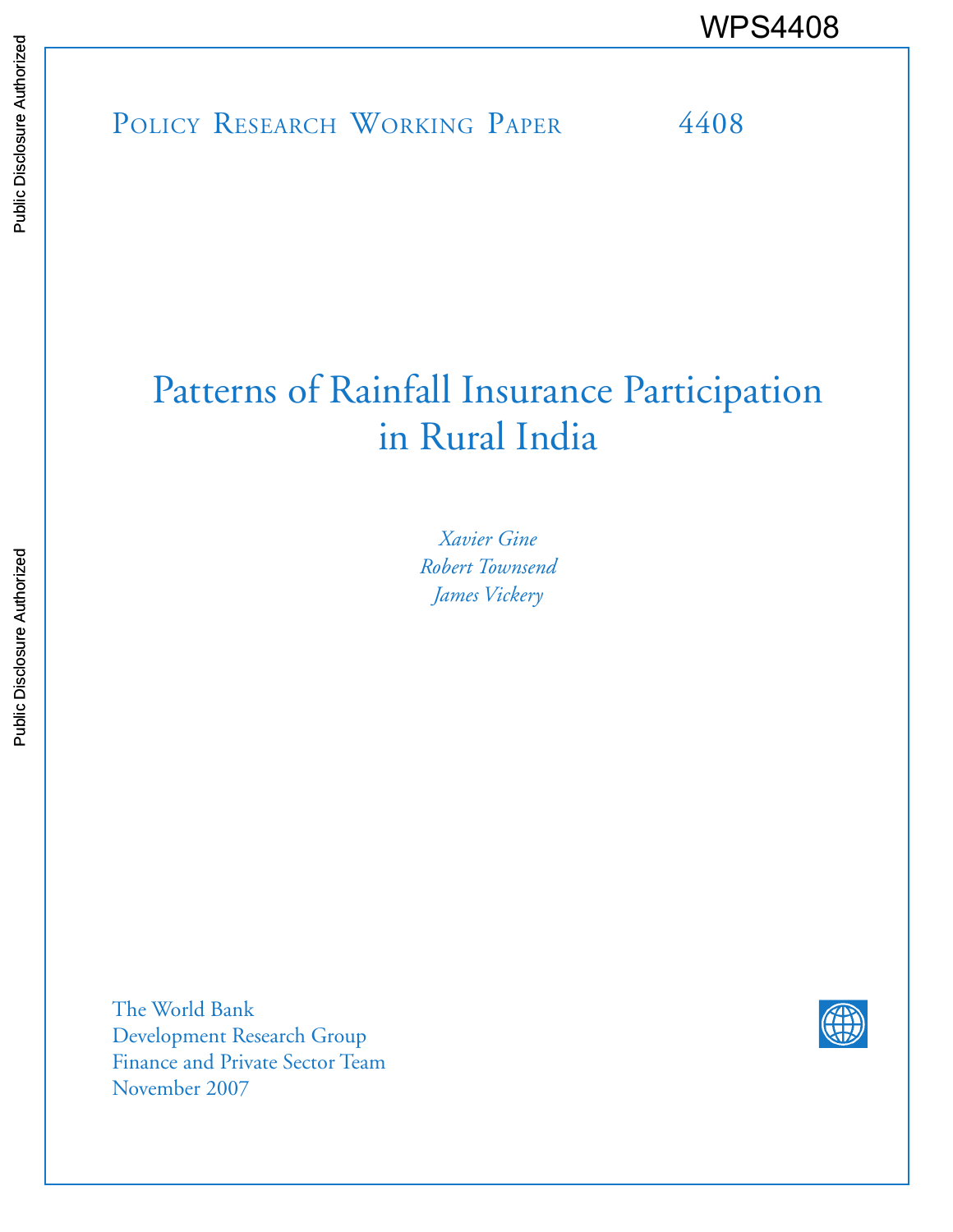WPS4408

Policy Research Working Paper 4408

# Patterns of Rainfall Insurance Participation in Rural India

*Xavier Gine*
*Robert Townsend*
*James Vickery*

The World Bank
Development Research Group
Finance and Private Sector Team
November 2007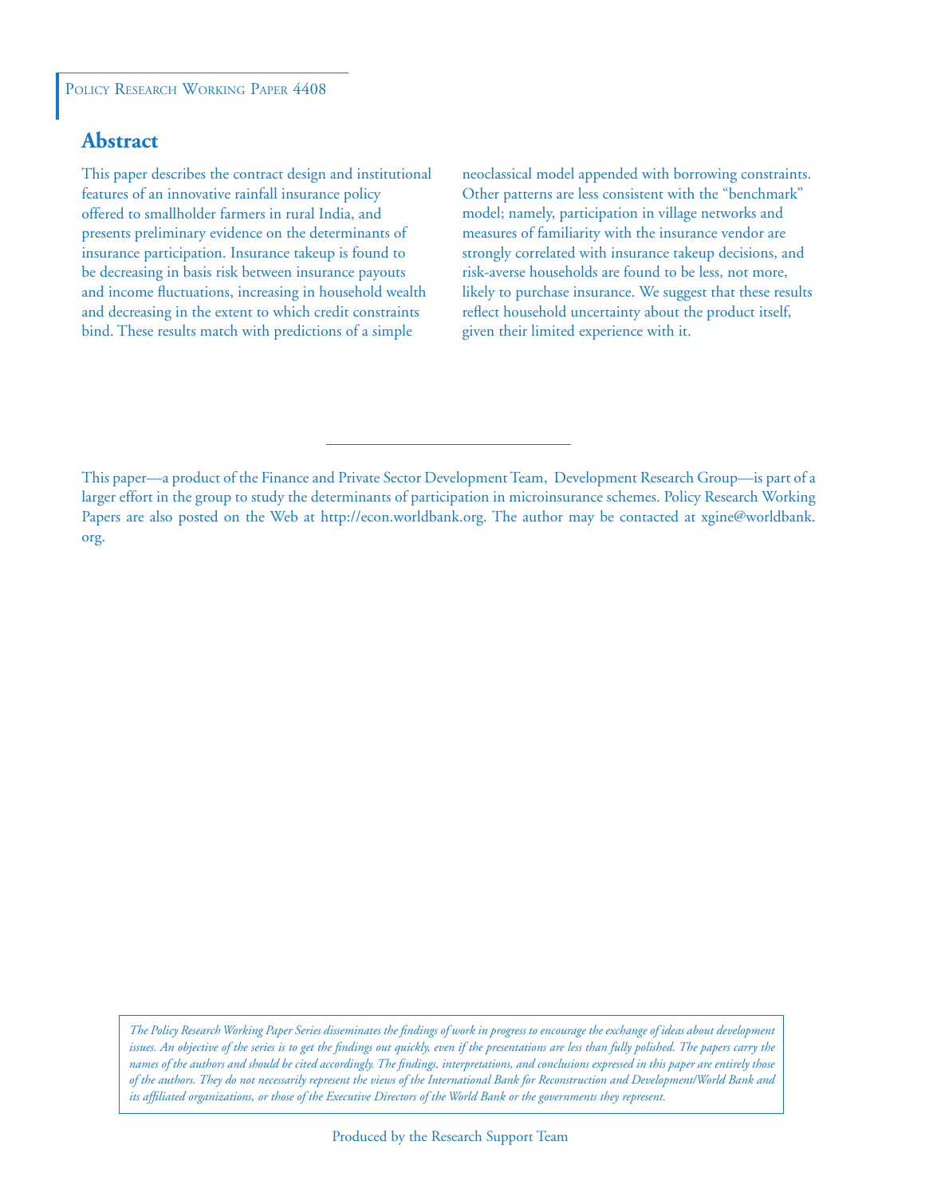Policy Research Working Paper 4408

## Abstract

This paper describes the contract design and institutional features of an innovative rainfall insurance policy offered to smallholder farmers in rural India, and presents preliminary evidence on the determinants of insurance participation. Insurance takeup is found to be decreasing in basis risk between insurance payouts and income fluctuations, increasing in household wealth and decreasing in the extent to which credit constraints bind. These results match with predictions of a simple neoclassical model appended with borrowing constraints. Other patterns are less consistent with the "benchmark" model; namely, participation in village networks and measures of familiarity with the insurance vendor are strongly correlated with insurance takeup decisions, and risk-averse households are found to be less, not more, likely to purchase insurance. We suggest that these results reflect household uncertainty about the product itself, given their limited experience with it.

This paper—a product of the Finance and Private Sector Development Team, Development Research Group—is part of a larger effort in the group to study the determinants of participation in microinsurance schemes. Policy Research Working Papers are also posted on the Web at http://econ.worldbank.org. The author may be contacted at xgine@worldbank.org.

*The Policy Research Working Paper Series disseminates the findings of work in progress to encourage the exchange of ideas about development issues. An objective of the series is to get the findings out quickly, even if the presentations are less than fully polished. The papers carry the names of the authors and should be cited accordingly. The findings, interpretations, and conclusions expressed in this paper are entirely those of the authors. They do not necessarily represent the views of the International Bank for Reconstruction and Development/World Bank and its affiliated organizations, or those of the Executive Directors of the World Bank or the governments they represent.*

Produced by the Research Support Team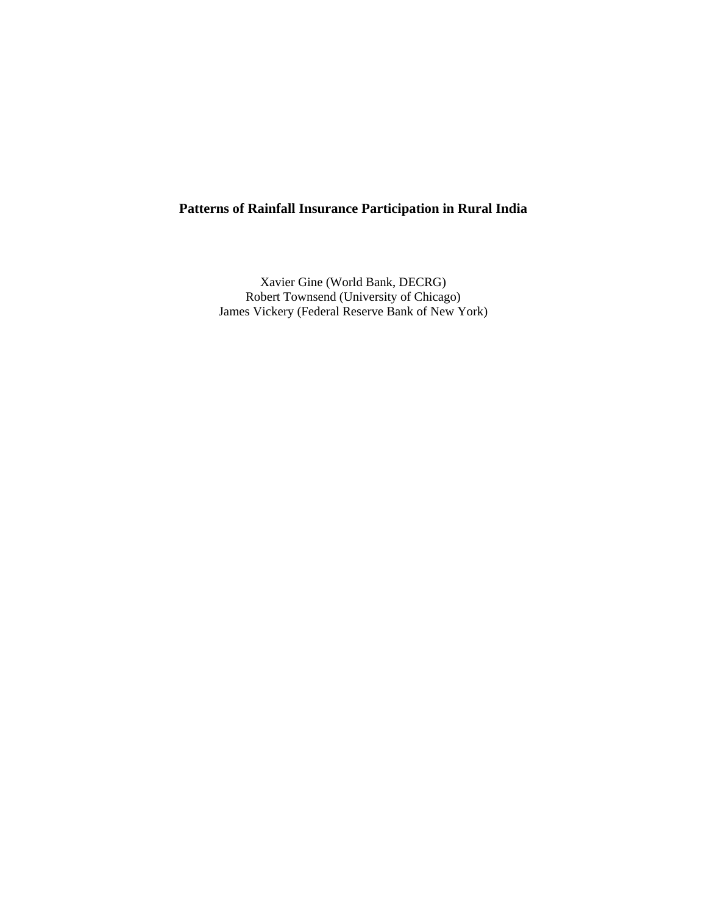# Patterns of Rainfall Insurance Participation in Rural India

Xavier Gine (World Bank, DECRG)
Robert Townsend (University of Chicago)
James Vickery (Federal Reserve Bank of New York)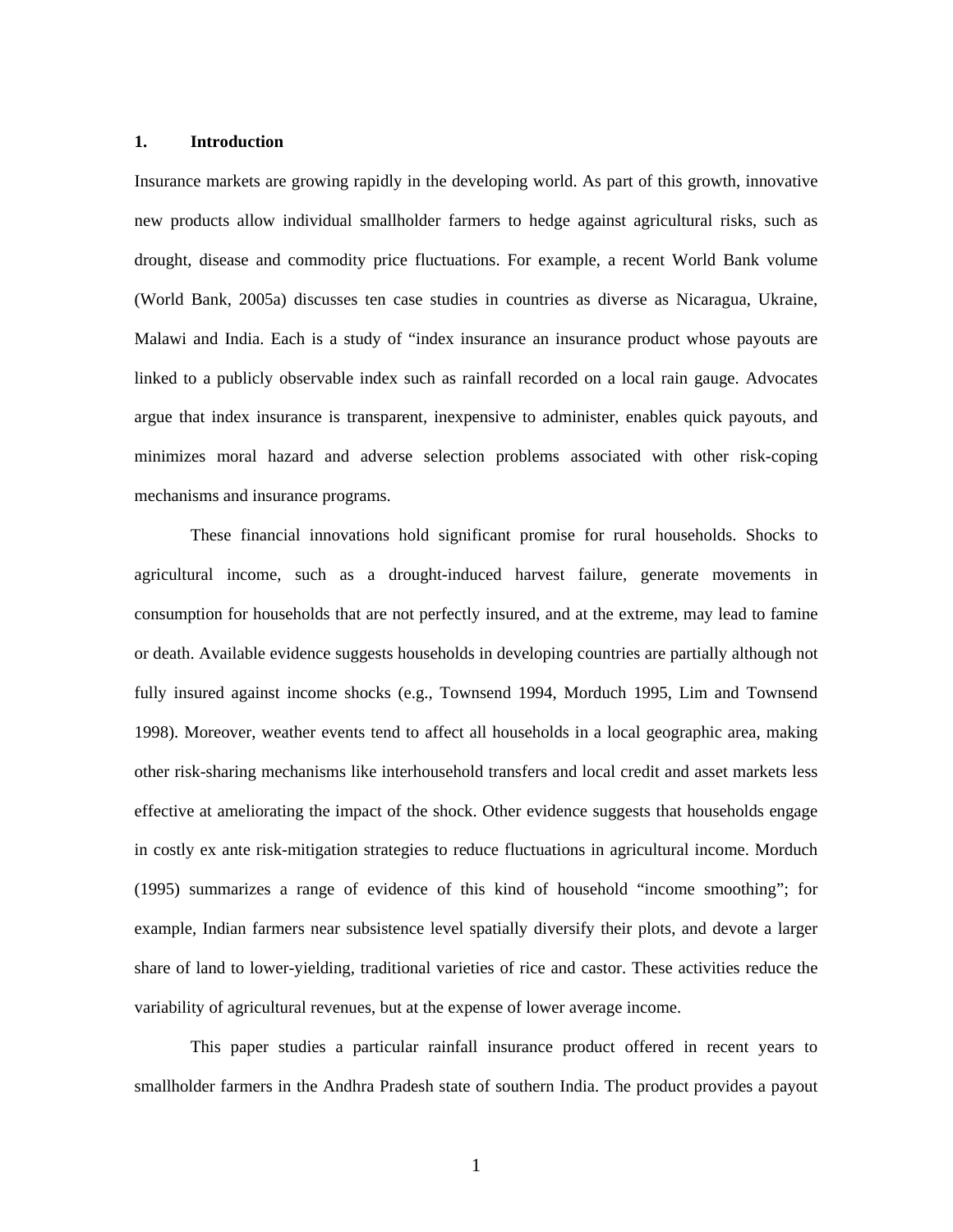## 1. Introduction

Insurance markets are growing rapidly in the developing world. As part of this growth, innovative new products allow individual smallholder farmers to hedge against agricultural risks, such as drought, disease and commodity price fluctuations. For example, a recent World Bank volume (World Bank, 2005a) discusses ten case studies in countries as diverse as Nicaragua, Ukraine, Malawi and India. Each is a study of "index insurance an insurance product whose payouts are linked to a publicly observable index such as rainfall recorded on a local rain gauge. Advocates argue that index insurance is transparent, inexpensive to administer, enables quick payouts, and minimizes moral hazard and adverse selection problems associated with other risk-coping mechanisms and insurance programs.

These financial innovations hold significant promise for rural households. Shocks to agricultural income, such as a drought-induced harvest failure, generate movements in consumption for households that are not perfectly insured, and at the extreme, may lead to famine or death. Available evidence suggests households in developing countries are partially although not fully insured against income shocks (e.g., Townsend 1994, Morduch 1995, Lim and Townsend 1998). Moreover, weather events tend to affect all households in a local geographic area, making other risk-sharing mechanisms like interhousehold transfers and local credit and asset markets less effective at ameliorating the impact of the shock. Other evidence suggests that households engage in costly ex ante risk-mitigation strategies to reduce fluctuations in agricultural income. Morduch (1995) summarizes a range of evidence of this kind of household "income smoothing"; for example, Indian farmers near subsistence level spatially diversify their plots, and devote a larger share of land to lower-yielding, traditional varieties of rice and castor. These activities reduce the variability of agricultural revenues, but at the expense of lower average income.

This paper studies a particular rainfall insurance product offered in recent years to smallholder farmers in the Andhra Pradesh state of southern India. The product provides a payout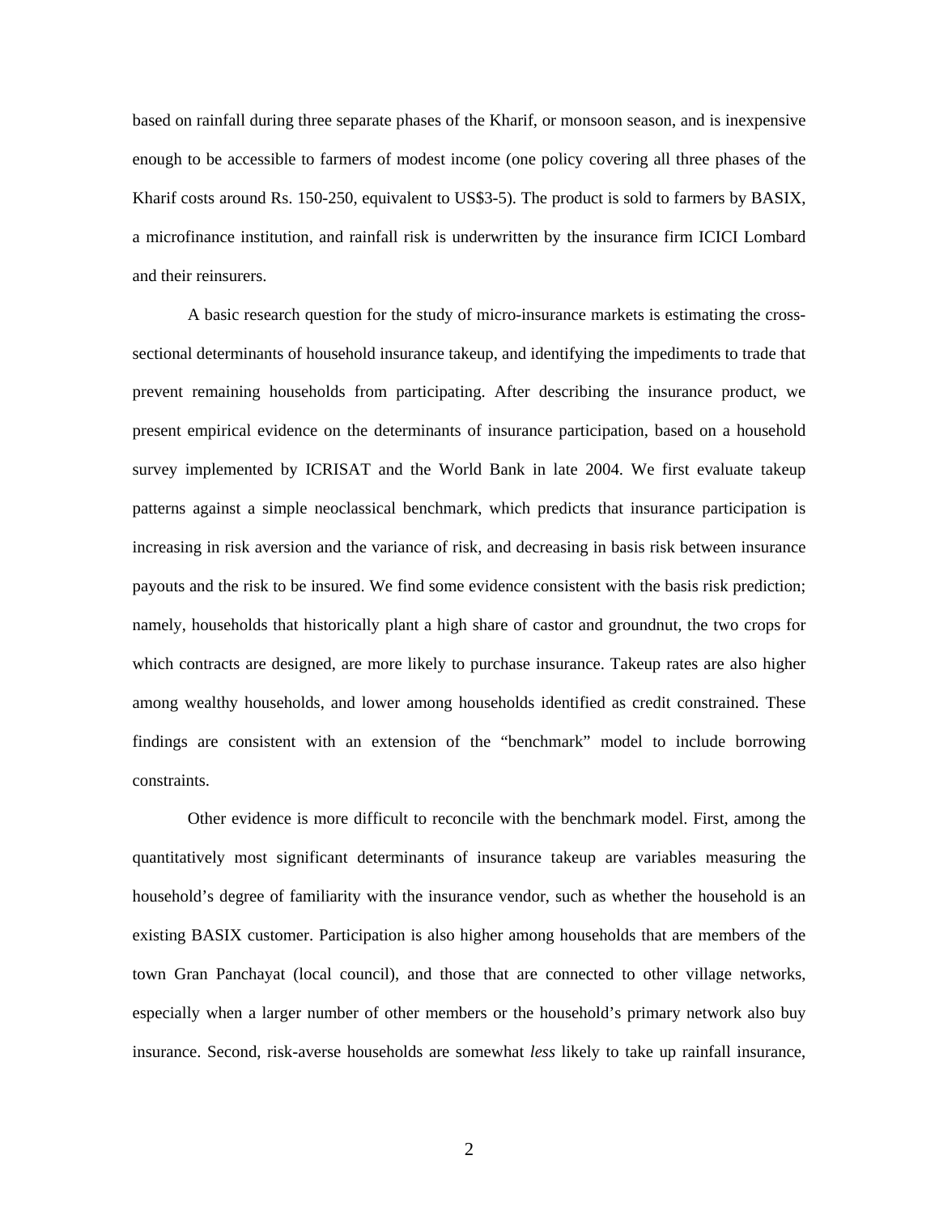based on rainfall during three separate phases of the Kharif, or monsoon season, and is inexpensive enough to be accessible to farmers of modest income (one policy covering all three phases of the Kharif costs around Rs. 150-250, equivalent to US$3-5). The product is sold to farmers by BASIX, a microfinance institution, and rainfall risk is underwritten by the insurance firm ICICI Lombard and their reinsurers.

A basic research question for the study of micro-insurance markets is estimating the cross-sectional determinants of household insurance takeup, and identifying the impediments to trade that prevent remaining households from participating. After describing the insurance product, we present empirical evidence on the determinants of insurance participation, based on a household survey implemented by ICRISAT and the World Bank in late 2004. We first evaluate takeup patterns against a simple neoclassical benchmark, which predicts that insurance participation is increasing in risk aversion and the variance of risk, and decreasing in basis risk between insurance payouts and the risk to be insured. We find some evidence consistent with the basis risk prediction; namely, households that historically plant a high share of castor and groundnut, the two crops for which contracts are designed, are more likely to purchase insurance. Takeup rates are also higher among wealthy households, and lower among households identified as credit constrained. These findings are consistent with an extension of the "benchmark" model to include borrowing constraints.

Other evidence is more difficult to reconcile with the benchmark model. First, among the quantitatively most significant determinants of insurance takeup are variables measuring the household's degree of familiarity with the insurance vendor, such as whether the household is an existing BASIX customer. Participation is also higher among households that are members of the town Gran Panchayat (local council), and those that are connected to other village networks, especially when a larger number of other members or the household's primary network also buy insurance. Second, risk-averse households are somewhat *less* likely to take up rainfall insurance,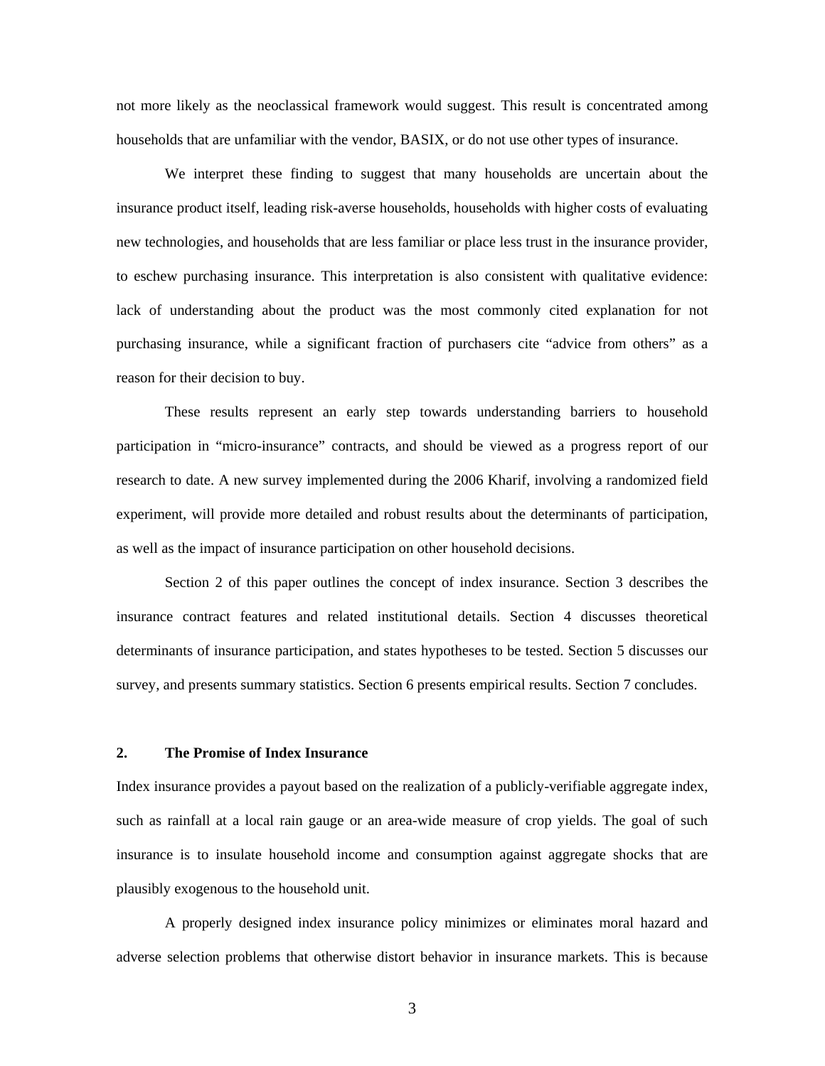not more likely as the neoclassical framework would suggest. This result is concentrated among households that are unfamiliar with the vendor, BASIX, or do not use other types of insurance.

We interpret these finding to suggest that many households are uncertain about the insurance product itself, leading risk-averse households, households with higher costs of evaluating new technologies, and households that are less familiar or place less trust in the insurance provider, to eschew purchasing insurance. This interpretation is also consistent with qualitative evidence: lack of understanding about the product was the most commonly cited explanation for not purchasing insurance, while a significant fraction of purchasers cite "advice from others" as a reason for their decision to buy.

These results represent an early step towards understanding barriers to household participation in "micro-insurance" contracts, and should be viewed as a progress report of our research to date. A new survey implemented during the 2006 Kharif, involving a randomized field experiment, will provide more detailed and robust results about the determinants of participation, as well as the impact of insurance participation on other household decisions.

Section 2 of this paper outlines the concept of index insurance. Section 3 describes the insurance contract features and related institutional details. Section 4 discusses theoretical determinants of insurance participation, and states hypotheses to be tested. Section 5 discusses our survey, and presents summary statistics. Section 6 presents empirical results. Section 7 concludes.

## 2. The Promise of Index Insurance

Index insurance provides a payout based on the realization of a publicly-verifiable aggregate index, such as rainfall at a local rain gauge or an area-wide measure of crop yields. The goal of such insurance is to insulate household income and consumption against aggregate shocks that are plausibly exogenous to the household unit.

A properly designed index insurance policy minimizes or eliminates moral hazard and adverse selection problems that otherwise distort behavior in insurance markets. This is because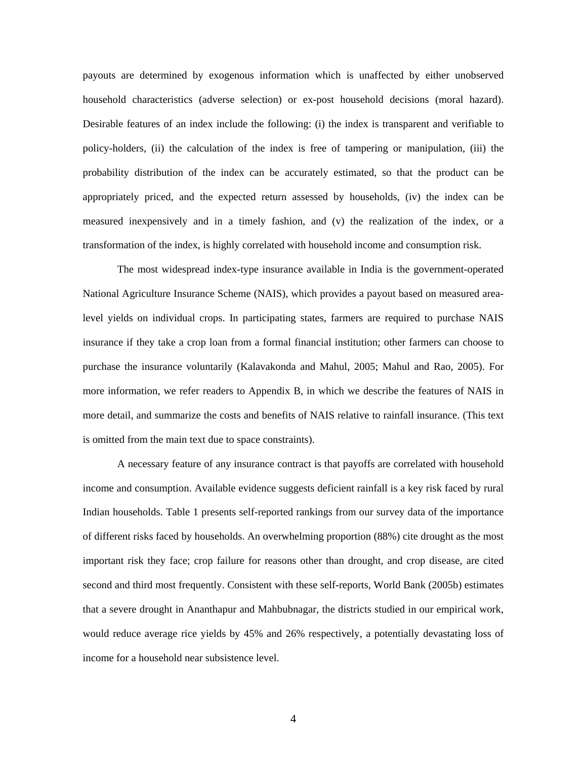payouts are determined by exogenous information which is unaffected by either unobserved household characteristics (adverse selection) or ex-post household decisions (moral hazard). Desirable features of an index include the following: (i) the index is transparent and verifiable to policy-holders, (ii) the calculation of the index is free of tampering or manipulation, (iii) the probability distribution of the index can be accurately estimated, so that the product can be appropriately priced, and the expected return assessed by households, (iv) the index can be measured inexpensively and in a timely fashion, and (v) the realization of the index, or a transformation of the index, is highly correlated with household income and consumption risk.

The most widespread index-type insurance available in India is the government-operated National Agriculture Insurance Scheme (NAIS), which provides a payout based on measured area-level yields on individual crops. In participating states, farmers are required to purchase NAIS insurance if they take a crop loan from a formal financial institution; other farmers can choose to purchase the insurance voluntarily (Kalavakonda and Mahul, 2005; Mahul and Rao, 2005). For more information, we refer readers to Appendix B, in which we describe the features of NAIS in more detail, and summarize the costs and benefits of NAIS relative to rainfall insurance. (This text is omitted from the main text due to space constraints).

A necessary feature of any insurance contract is that payoffs are correlated with household income and consumption. Available evidence suggests deficient rainfall is a key risk faced by rural Indian households. Table 1 presents self-reported rankings from our survey data of the importance of different risks faced by households. An overwhelming proportion (88%) cite drought as the most important risk they face; crop failure for reasons other than drought, and crop disease, are cited second and third most frequently. Consistent with these self-reports, World Bank (2005b) estimates that a severe drought in Ananthapur and Mahbubnagar, the districts studied in our empirical work, would reduce average rice yields by 45% and 26% respectively, a potentially devastating loss of income for a household near subsistence level.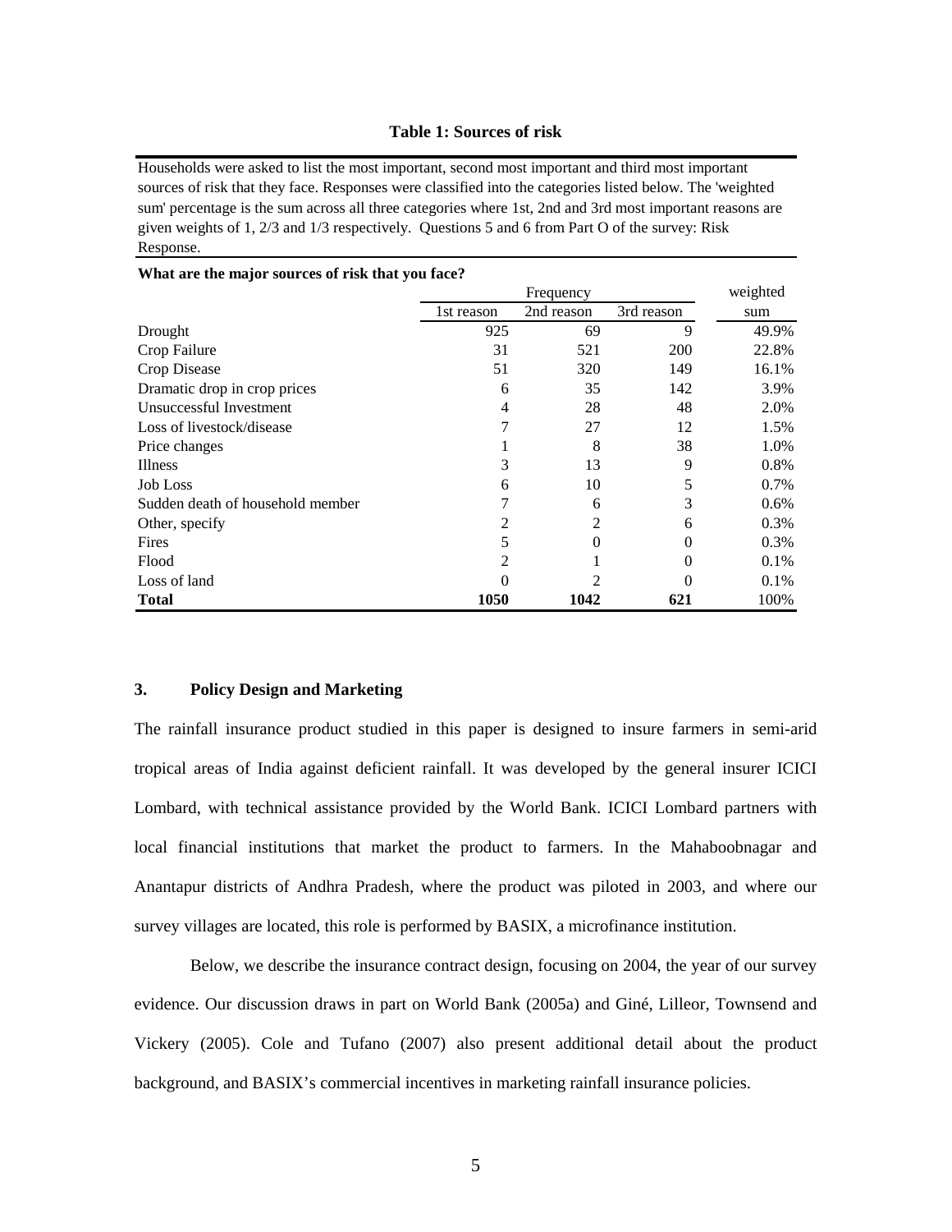**Table 1: Sources of risk**

Households were asked to list the most important, second most important and third most important sources of risk that they face. Responses were classified into the categories listed below. The 'weighted sum' percentage is the sum across all three categories where 1st, 2nd and 3rd most important reasons are given weights of 1, 2/3 and 1/3 respectively. Questions 5 and 6 from Part O of the survey: Risk Response.

**What are the major sources of risk that you face?**

| | Frequency | | | weighted |
|---|---|---|---|---|
| | 1st reason | 2nd reason | 3rd reason | sum |
| Drought | 925 | 69 | 9 | 49.9% |
| Crop Failure | 31 | 521 | 200 | 22.8% |
| Crop Disease | 51 | 320 | 149 | 16.1% |
| Dramatic drop in crop prices | 6 | 35 | 142 | 3.9% |
| Unsuccessful Investment | 4 | 28 | 48 | 2.0% |
| Loss of livestock/disease | 7 | 27 | 12 | 1.5% |
| Price changes | 1 | 8 | 38 | 1.0% |
| Illness | 3 | 13 | 9 | 0.8% |
| Job Loss | 6 | 10 | 5 | 0.7% |
| Sudden death of household member | 7 | 6 | 3 | 0.6% |
| Other, specify | 2 | 2 | 6 | 0.3% |
| Fires | 5 | 0 | 0 | 0.3% |
| Flood | 2 | 1 | 0 | 0.1% |
| Loss of land | 0 | 2 | 0 | 0.1% |
| **Total** | **1050** | **1042** | **621** | 100% |

## 3. Policy Design and Marketing

The rainfall insurance product studied in this paper is designed to insure farmers in semi-arid tropical areas of India against deficient rainfall. It was developed by the general insurer ICICI Lombard, with technical assistance provided by the World Bank. ICICI Lombard partners with local financial institutions that market the product to farmers. In the Mahaboobnagar and Anantapur districts of Andhra Pradesh, where the product was piloted in 2003, and where our survey villages are located, this role is performed by BASIX, a microfinance institution.

Below, we describe the insurance contract design, focusing on 2004, the year of our survey evidence. Our discussion draws in part on World Bank (2005a) and Giné, Lilleor, Townsend and Vickery (2005). Cole and Tufano (2007) also present additional detail about the product background, and BASIX's commercial incentives in marketing rainfall insurance policies.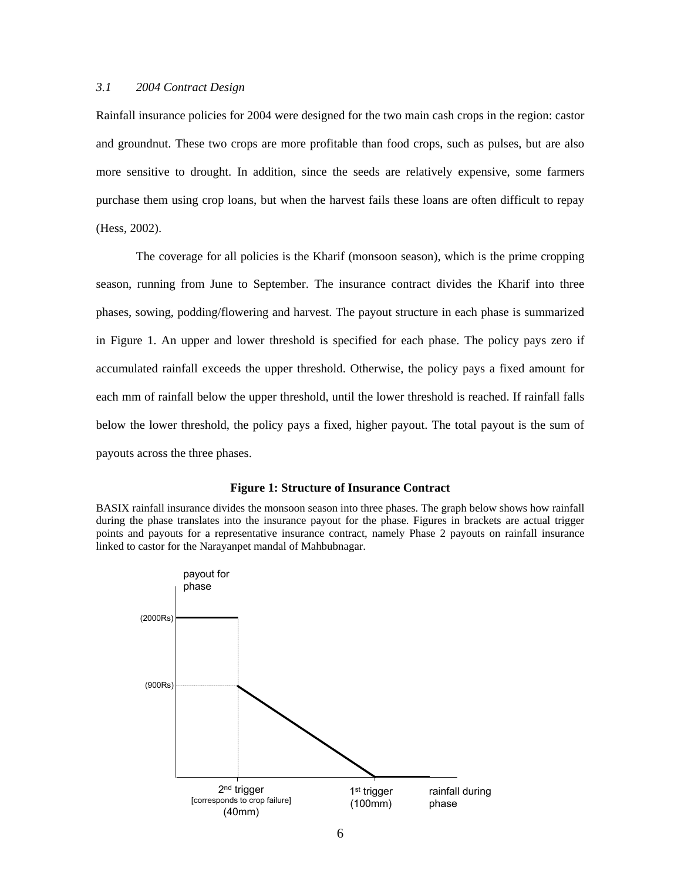### *3.1 2004 Contract Design*

Rainfall insurance policies for 2004 were designed for the two main cash crops in the region: castor and groundnut. These two crops are more profitable than food crops, such as pulses, but are also more sensitive to drought. In addition, since the seeds are relatively expensive, some farmers purchase them using crop loans, but when the harvest fails these loans are often difficult to repay (Hess, 2002).

The coverage for all policies is the Kharif (monsoon season), which is the prime cropping season, running from June to September. The insurance contract divides the Kharif into three phases, sowing, podding/flowering and harvest. The payout structure in each phase is summarized in Figure 1. An upper and lower threshold is specified for each phase. The policy pays zero if accumulated rainfall exceeds the upper threshold. Otherwise, the policy pays a fixed amount for each mm of rainfall below the upper threshold, until the lower threshold is reached. If rainfall falls below the lower threshold, the policy pays a fixed, higher payout. The total payout is the sum of payouts across the three phases.

**Figure 1: Structure of Insurance Contract**

BASIX rainfall insurance divides the monsoon season into three phases. The graph below shows how rainfall during the phase translates into the insurance payout for the phase. Figures in brackets are actual trigger points and payouts for a representative insurance contract, namely Phase 2 payouts on rainfall insurance linked to castor for the Narayanpet mandal of Mahbubnagar.

payout for phase

(2000Rs)

(900Rs)

2nd trigger [corresponds to crop failure] (40mm)

1st trigger (100mm)

rainfall during phase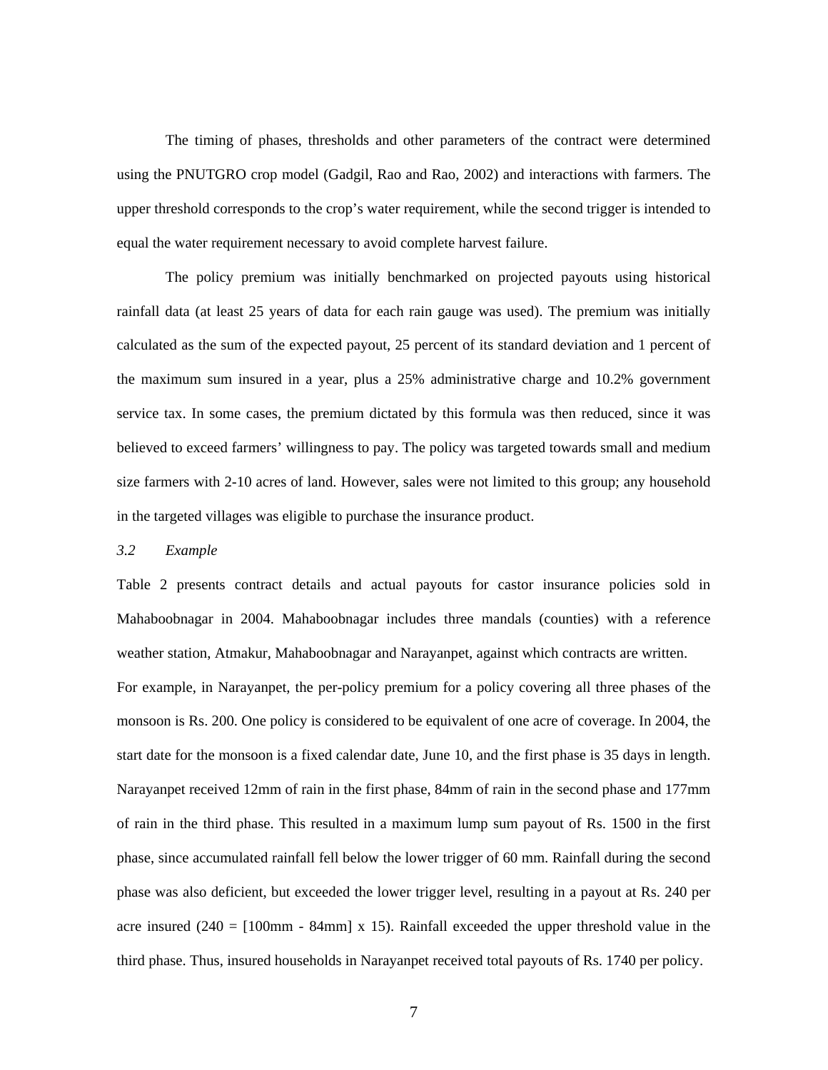The timing of phases, thresholds and other parameters of the contract were determined using the PNUTGRO crop model (Gadgil, Rao and Rao, 2002) and interactions with farmers. The upper threshold corresponds to the crop's water requirement, while the second trigger is intended to equal the water requirement necessary to avoid complete harvest failure.

The policy premium was initially benchmarked on projected payouts using historical rainfall data (at least 25 years of data for each rain gauge was used). The premium was initially calculated as the sum of the expected payout, 25 percent of its standard deviation and 1 percent of the maximum sum insured in a year, plus a 25% administrative charge and 10.2% government service tax. In some cases, the premium dictated by this formula was then reduced, since it was believed to exceed farmers' willingness to pay. The policy was targeted towards small and medium size farmers with 2-10 acres of land. However, sales were not limited to this group; any household in the targeted villages was eligible to purchase the insurance product.

### *3.2 Example*

Table 2 presents contract details and actual payouts for castor insurance policies sold in Mahaboobnagar in 2004. Mahaboobnagar includes three mandals (counties) with a reference weather station, Atmakur, Mahaboobnagar and Narayanpet, against which contracts are written.

For example, in Narayanpet, the per-policy premium for a policy covering all three phases of the monsoon is Rs. 200. One policy is considered to be equivalent of one acre of coverage. In 2004, the start date for the monsoon is a fixed calendar date, June 10, and the first phase is 35 days in length. Narayanpet received 12mm of rain in the first phase, 84mm of rain in the second phase and 177mm of rain in the third phase. This resulted in a maximum lump sum payout of Rs. 1500 in the first phase, since accumulated rainfall fell below the lower trigger of 60 mm. Rainfall during the second phase was also deficient, but exceeded the lower trigger level, resulting in a payout at Rs. 240 per acre insured (240 = [100mm - 84mm] x 15). Rainfall exceeded the upper threshold value in the third phase. Thus, insured households in Narayanpet received total payouts of Rs. 1740 per policy.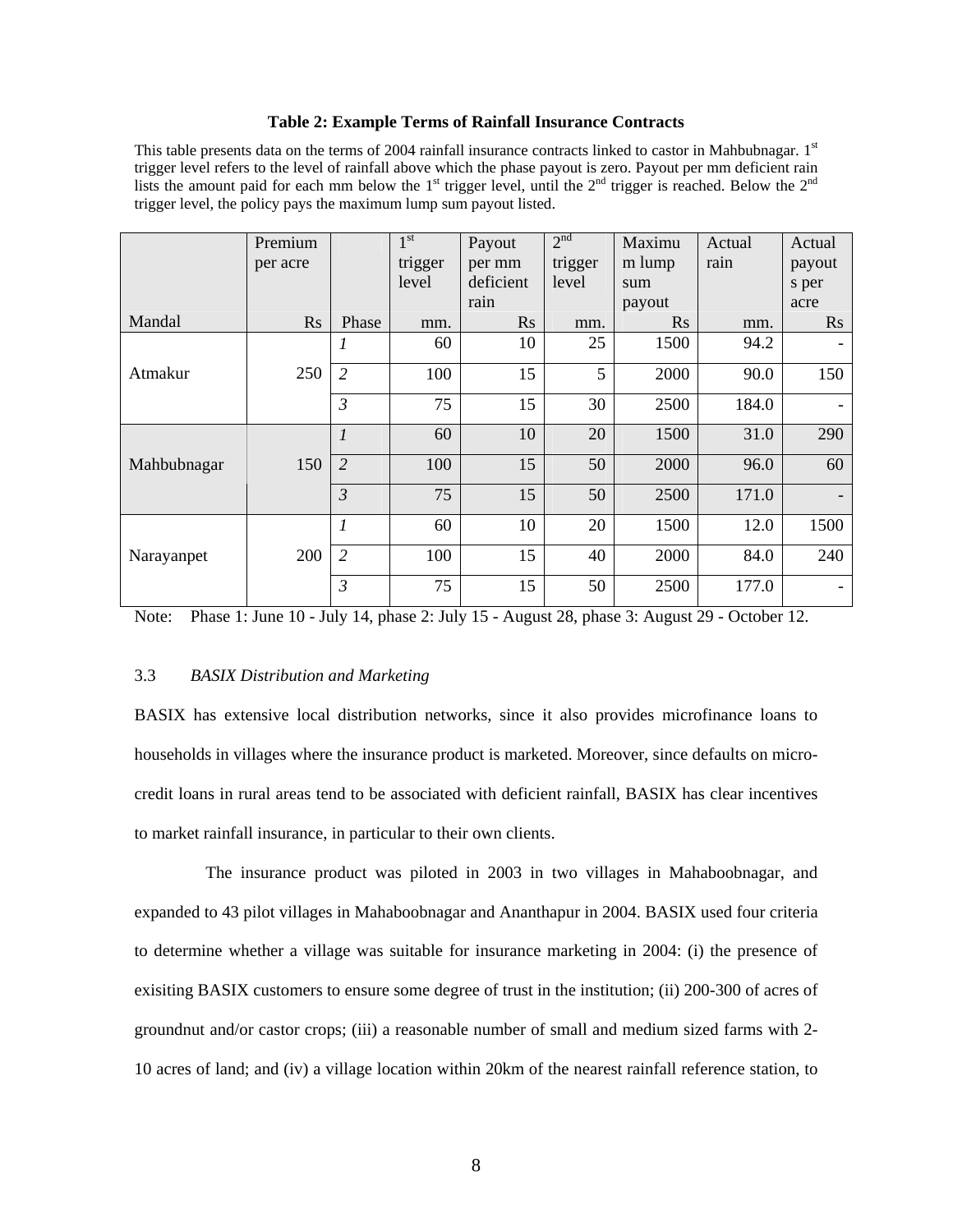**Table 2: Example Terms of Rainfall Insurance Contracts**

This table presents data on the terms of 2004 rainfall insurance contracts linked to castor in Mahbubnagar. 1st trigger level refers to the level of rainfall above which the phase payout is zero. Payout per mm deficient rain lists the amount paid for each mm below the 1st trigger level, until the 2nd trigger is reached. Below the 2nd trigger level, the policy pays the maximum lump sum payout listed.

| | Premium per acre | | 1st trigger level | Payout per mm deficient rain | 2nd trigger level | Maximum lump sum payout | Actual rain | Actual payouts per acre |
|---|---|---|---|---|---|---|---|---|
| Mandal | Rs | Phase | mm. | Rs | mm. | Rs | mm. | Rs |
| Atmakur | 250 | *1* | 60 | 10 | 25 | 1500 | 94.2 | - |
| | | *2* | 100 | 15 | 5 | 2000 | 90.0 | 150 |
| | | *3* | 75 | 15 | 30 | 2500 | 184.0 | - |
| Mahbubnagar | 150 | *1* | 60 | 10 | 20 | 1500 | 31.0 | 290 |
| | | *2* | 100 | 15 | 50 | 2000 | 96.0 | 60 |
| | | *3* | 75 | 15 | 50 | 2500 | 171.0 | - |
| Narayanpet | 200 | *1* | 60 | 10 | 20 | 1500 | 12.0 | 1500 |
| | | *2* | 100 | 15 | 40 | 2000 | 84.0 | 240 |
| | | *3* | 75 | 15 | 50 | 2500 | 177.0 | - |

Note: Phase 1: June 10 - July 14, phase 2: July 15 - August 28, phase 3: August 29 - October 12.

### 3.3 *BASIX Distribution and Marketing*

BASIX has extensive local distribution networks, since it also provides microfinance loans to households in villages where the insurance product is marketed. Moreover, since defaults on micro-credit loans in rural areas tend to be associated with deficient rainfall, BASIX has clear incentives to market rainfall insurance, in particular to their own clients.

The insurance product was piloted in 2003 in two villages in Mahaboobnagar, and expanded to 43 pilot villages in Mahaboobnagar and Ananthapur in 2004. BASIX used four criteria to determine whether a village was suitable for insurance marketing in 2004: (i) the presence of exisiting BASIX customers to ensure some degree of trust in the institution; (ii) 200-300 of acres of groundnut and/or castor crops; (iii) a reasonable number of small and medium sized farms with 2-10 acres of land; and (iv) a village location within 20km of the nearest rainfall reference station, to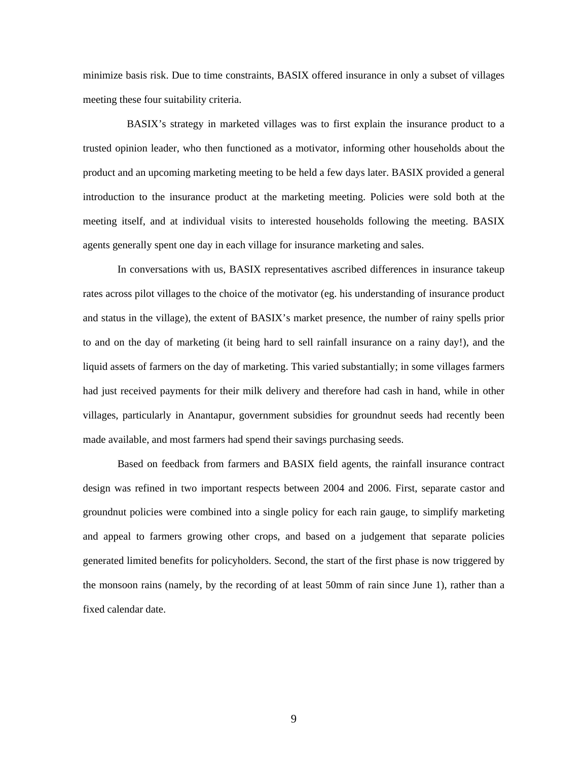minimize basis risk. Due to time constraints, BASIX offered insurance in only a subset of villages meeting these four suitability criteria.

BASIX's strategy in marketed villages was to first explain the insurance product to a trusted opinion leader, who then functioned as a motivator, informing other households about the product and an upcoming marketing meeting to be held a few days later. BASIX provided a general introduction to the insurance product at the marketing meeting. Policies were sold both at the meeting itself, and at individual visits to interested households following the meeting. BASIX agents generally spent one day in each village for insurance marketing and sales.

In conversations with us, BASIX representatives ascribed differences in insurance takeup rates across pilot villages to the choice of the motivator (eg. his understanding of insurance product and status in the village), the extent of BASIX's market presence, the number of rainy spells prior to and on the day of marketing (it being hard to sell rainfall insurance on a rainy day!), and the liquid assets of farmers on the day of marketing. This varied substantially; in some villages farmers had just received payments for their milk delivery and therefore had cash in hand, while in other villages, particularly in Anantapur, government subsidies for groundnut seeds had recently been made available, and most farmers had spend their savings purchasing seeds.

Based on feedback from farmers and BASIX field agents, the rainfall insurance contract design was refined in two important respects between 2004 and 2006. First, separate castor and groundnut policies were combined into a single policy for each rain gauge, to simplify marketing and appeal to farmers growing other crops, and based on a judgement that separate policies generated limited benefits for policyholders. Second, the start of the first phase is now triggered by the monsoon rains (namely, by the recording of at least 50mm of rain since June 1), rather than a fixed calendar date.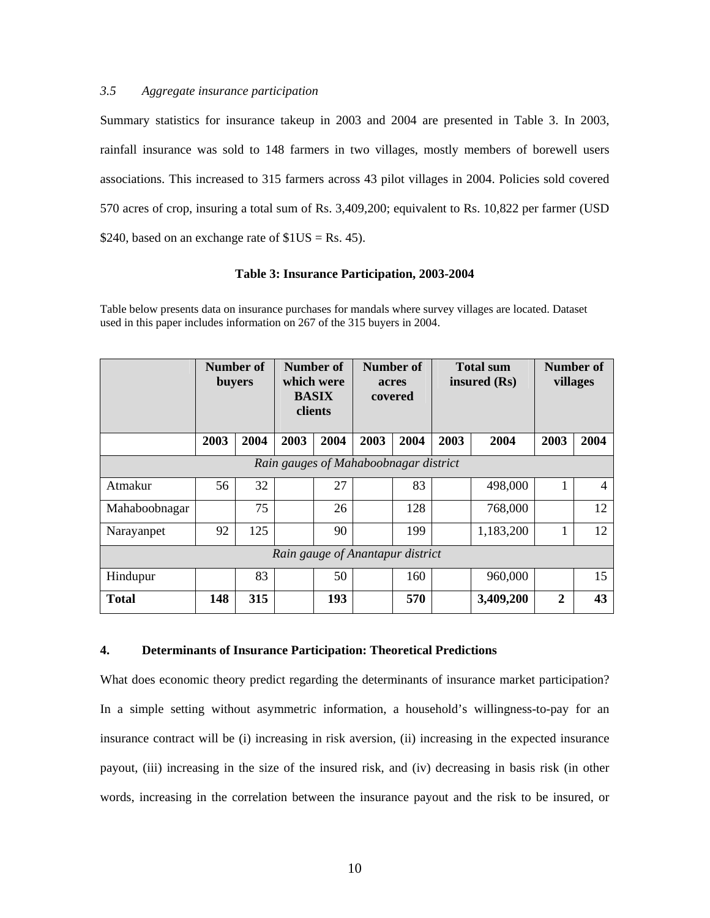### *3.5 Aggregate insurance participation*

Summary statistics for insurance takeup in 2003 and 2004 are presented in Table 3. In 2003, rainfall insurance was sold to 148 farmers in two villages, mostly members of borewell users associations. This increased to 315 farmers across 43 pilot villages in 2004. Policies sold covered 570 acres of crop, insuring a total sum of Rs. 3,409,200; equivalent to Rs. 10,822 per farmer (USD $240, based on an exchange rate of $1US = Rs. 45).

**Table 3: Insurance Participation, 2003-2004**

Table below presents data on insurance purchases for mandals where survey villages are located. Dataset used in this paper includes information on 267 of the 315 buyers in 2004.

| | Number of buyers | | Number of which were BASIX clients | | Number of acres covered | | Total sum insured (Rs) | | Number of villages | |
|---|---|---|---|---|---|---|---|---|---|---|
| | 2003 | 2004 | 2003 | 2004 | 2003 | 2004 | 2003 | 2004 | 2003 | 2004 |
| *Rain gauges of Mahaboobnagar district* | | | | | | | | | | |
| Atmakur | 56 | 32 | | 27 | | 83 | | 498,000 | 1 | 4 |
| Mahaboobnagar | | 75 | | 26 | | 128 | | 768,000 | | 12 |
| Narayanpet | 92 | 125 | | 90 | | 199 | | 1,183,200 | 1 | 12 |
| *Rain gauge of Anantapur district* | | | | | | | | | | |
| Hindupur | | 83 | | 50 | | 160 | | 960,000 | | 15 |
| **Total** | **148** | **315** | | **193** | | **570** | | **3,409,200** | **2** | **43** |

## 4. Determinants of Insurance Participation: Theoretical Predictions

What does economic theory predict regarding the determinants of insurance market participation? In a simple setting without asymmetric information, a household's willingness-to-pay for an insurance contract will be (i) increasing in risk aversion, (ii) increasing in the expected insurance payout, (iii) increasing in the size of the insured risk, and (iv) decreasing in basis risk (in other words, increasing in the correlation between the insurance payout and the risk to be insured, or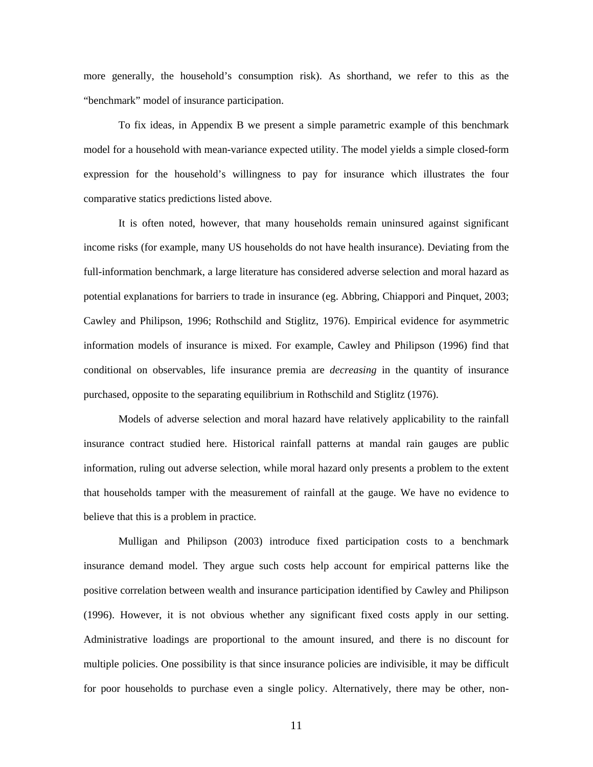more generally, the household's consumption risk). As shorthand, we refer to this as the "benchmark" model of insurance participation.

To fix ideas, in Appendix B we present a simple parametric example of this benchmark model for a household with mean-variance expected utility. The model yields a simple closed-form expression for the household's willingness to pay for insurance which illustrates the four comparative statics predictions listed above.

It is often noted, however, that many households remain uninsured against significant income risks (for example, many US households do not have health insurance). Deviating from the full-information benchmark, a large literature has considered adverse selection and moral hazard as potential explanations for barriers to trade in insurance (eg. Abbring, Chiappori and Pinquet, 2003; Cawley and Philipson, 1996; Rothschild and Stiglitz, 1976). Empirical evidence for asymmetric information models of insurance is mixed. For example, Cawley and Philipson (1996) find that conditional on observables, life insurance premia are *decreasing* in the quantity of insurance purchased, opposite to the separating equilibrium in Rothschild and Stiglitz (1976).

Models of adverse selection and moral hazard have relatively applicability to the rainfall insurance contract studied here. Historical rainfall patterns at mandal rain gauges are public information, ruling out adverse selection, while moral hazard only presents a problem to the extent that households tamper with the measurement of rainfall at the gauge. We have no evidence to believe that this is a problem in practice.

Mulligan and Philipson (2003) introduce fixed participation costs to a benchmark insurance demand model. They argue such costs help account for empirical patterns like the positive correlation between wealth and insurance participation identified by Cawley and Philipson (1996). However, it is not obvious whether any significant fixed costs apply in our setting. Administrative loadings are proportional to the amount insured, and there is no discount for multiple policies. One possibility is that since insurance policies are indivisible, it may be difficult for poor households to purchase even a single policy. Alternatively, there may be other, non-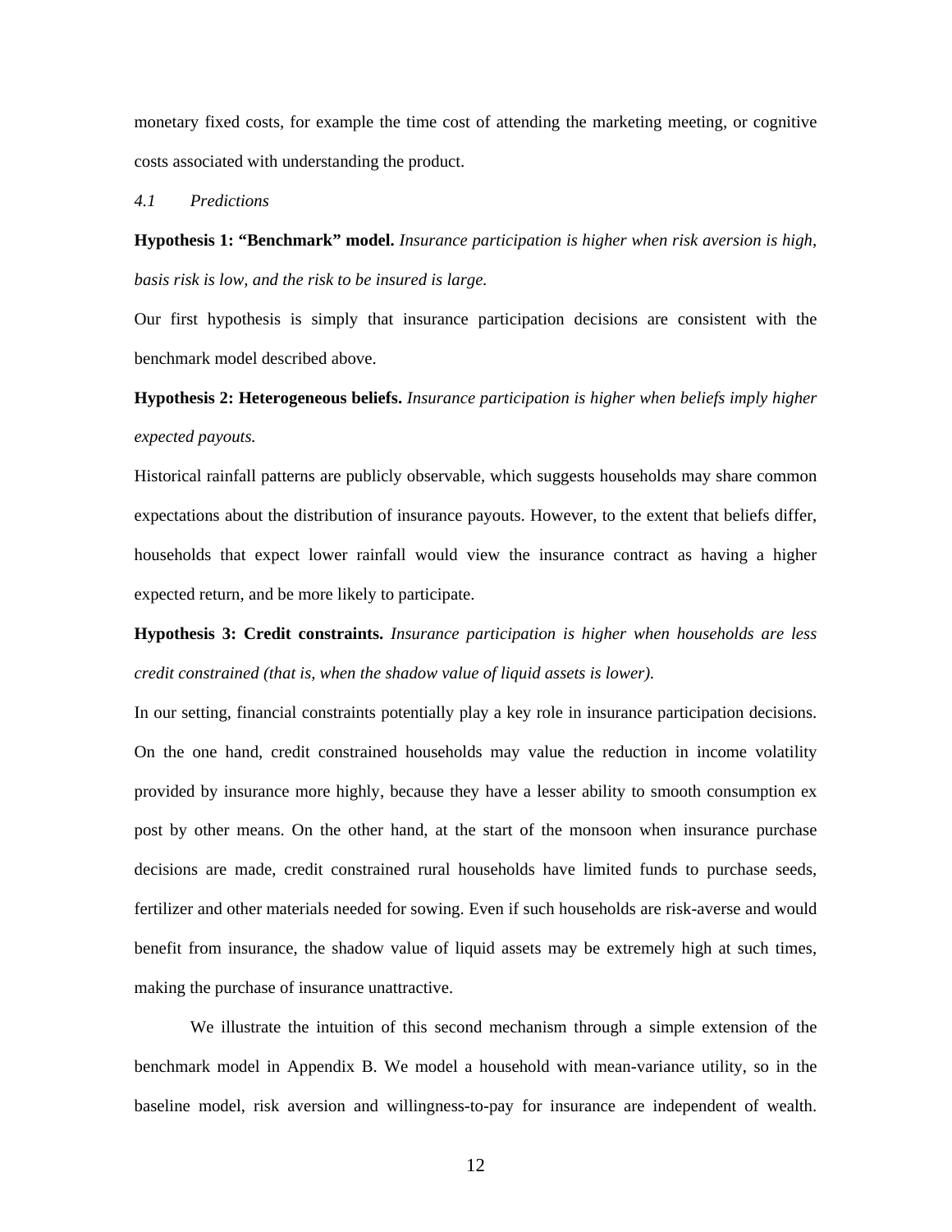monetary fixed costs, for example the time cost of attending the marketing meeting, or cognitive costs associated with understanding the product.

### *4.1 Predictions*

**Hypothesis 1: "Benchmark" model.** *Insurance participation is higher when risk aversion is high, basis risk is low, and the risk to be insured is large.*

Our first hypothesis is simply that insurance participation decisions are consistent with the benchmark model described above.

**Hypothesis 2: Heterogeneous beliefs.** *Insurance participation is higher when beliefs imply higher expected payouts.*

Historical rainfall patterns are publicly observable, which suggests households may share common expectations about the distribution of insurance payouts. However, to the extent that beliefs differ, households that expect lower rainfall would view the insurance contract as having a higher expected return, and be more likely to participate.

**Hypothesis 3: Credit constraints.** *Insurance participation is higher when households are less credit constrained (that is, when the shadow value of liquid assets is lower).*

In our setting, financial constraints potentially play a key role in insurance participation decisions. On the one hand, credit constrained households may value the reduction in income volatility provided by insurance more highly, because they have a lesser ability to smooth consumption ex post by other means. On the other hand, at the start of the monsoon when insurance purchase decisions are made, credit constrained rural households have limited funds to purchase seeds, fertilizer and other materials needed for sowing. Even if such households are risk-averse and would benefit from insurance, the shadow value of liquid assets may be extremely high at such times, making the purchase of insurance unattractive.

We illustrate the intuition of this second mechanism through a simple extension of the benchmark model in Appendix B. We model a household with mean-variance utility, so in the baseline model, risk aversion and willingness-to-pay for insurance are independent of wealth.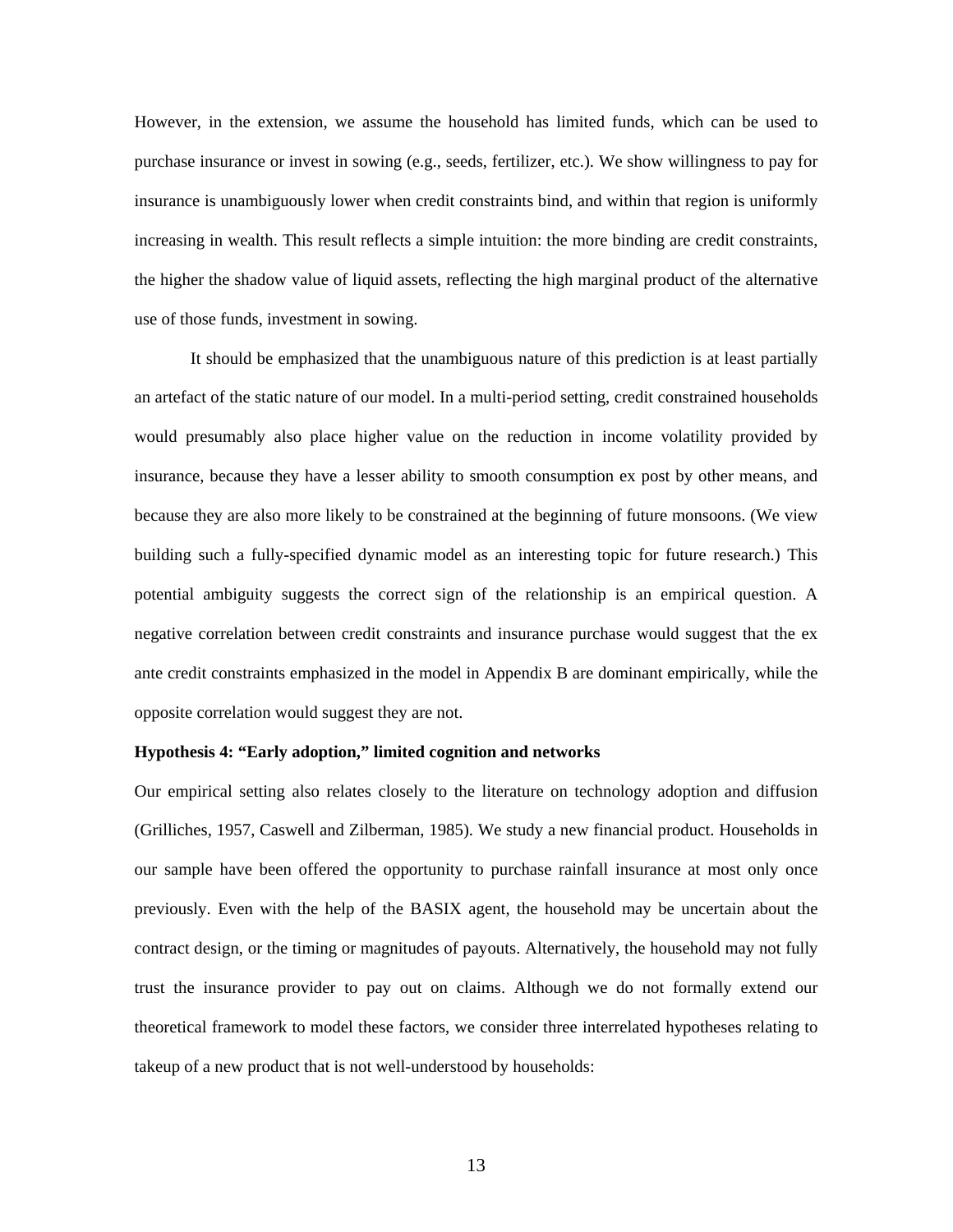However, in the extension, we assume the household has limited funds, which can be used to purchase insurance or invest in sowing (e.g., seeds, fertilizer, etc.). We show willingness to pay for insurance is unambiguously lower when credit constraints bind, and within that region is uniformly increasing in wealth. This result reflects a simple intuition: the more binding are credit constraints, the higher the shadow value of liquid assets, reflecting the high marginal product of the alternative use of those funds, investment in sowing.

It should be emphasized that the unambiguous nature of this prediction is at least partially an artefact of the static nature of our model. In a multi-period setting, credit constrained households would presumably also place higher value on the reduction in income volatility provided by insurance, because they have a lesser ability to smooth consumption ex post by other means, and because they are also more likely to be constrained at the beginning of future monsoons. (We view building such a fully-specified dynamic model as an interesting topic for future research.) This potential ambiguity suggests the correct sign of the relationship is an empirical question. A negative correlation between credit constraints and insurance purchase would suggest that the ex ante credit constraints emphasized in the model in Appendix B are dominant empirically, while the opposite correlation would suggest they are not.

**Hypothesis 4: "Early adoption," limited cognition and networks**

Our empirical setting also relates closely to the literature on technology adoption and diffusion (Grilliches, 1957, Caswell and Zilberman, 1985). We study a new financial product. Households in our sample have been offered the opportunity to purchase rainfall insurance at most only once previously. Even with the help of the BASIX agent, the household may be uncertain about the contract design, or the timing or magnitudes of payouts. Alternatively, the household may not fully trust the insurance provider to pay out on claims. Although we do not formally extend our theoretical framework to model these factors, we consider three interrelated hypotheses relating to takeup of a new product that is not well-understood by households: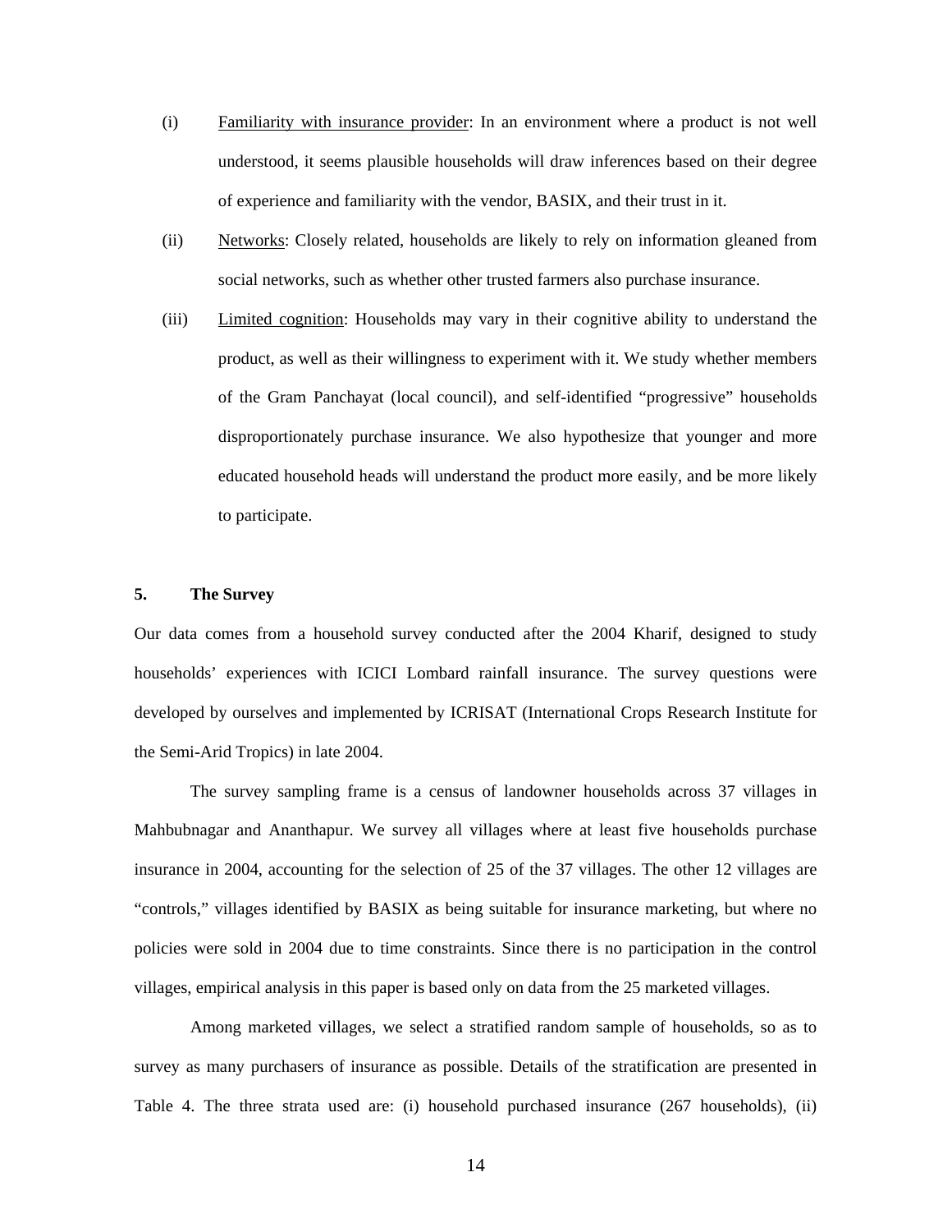(i) Familiarity with insurance provider: In an environment where a product is not well understood, it seems plausible households will draw inferences based on their degree of experience and familiarity with the vendor, BASIX, and their trust in it.

(ii) Networks: Closely related, households are likely to rely on information gleaned from social networks, such as whether other trusted farmers also purchase insurance.

(iii) Limited cognition: Households may vary in their cognitive ability to understand the product, as well as their willingness to experiment with it. We study whether members of the Gram Panchayat (local council), and self-identified "progressive" households disproportionately purchase insurance. We also hypothesize that younger and more educated household heads will understand the product more easily, and be more likely to participate.

## 5. The Survey

Our data comes from a household survey conducted after the 2004 Kharif, designed to study households' experiences with ICICI Lombard rainfall insurance. The survey questions were developed by ourselves and implemented by ICRISAT (International Crops Research Institute for the Semi-Arid Tropics) in late 2004.

The survey sampling frame is a census of landowner households across 37 villages in Mahbubnagar and Ananthapur. We survey all villages where at least five households purchase insurance in 2004, accounting for the selection of 25 of the 37 villages. The other 12 villages are "controls," villages identified by BASIX as being suitable for insurance marketing, but where no policies were sold in 2004 due to time constraints. Since there is no participation in the control villages, empirical analysis in this paper is based only on data from the 25 marketed villages.

Among marketed villages, we select a stratified random sample of households, so as to survey as many purchasers of insurance as possible. Details of the stratification are presented in Table 4. The three strata used are: (i) household purchased insurance (267 households), (ii)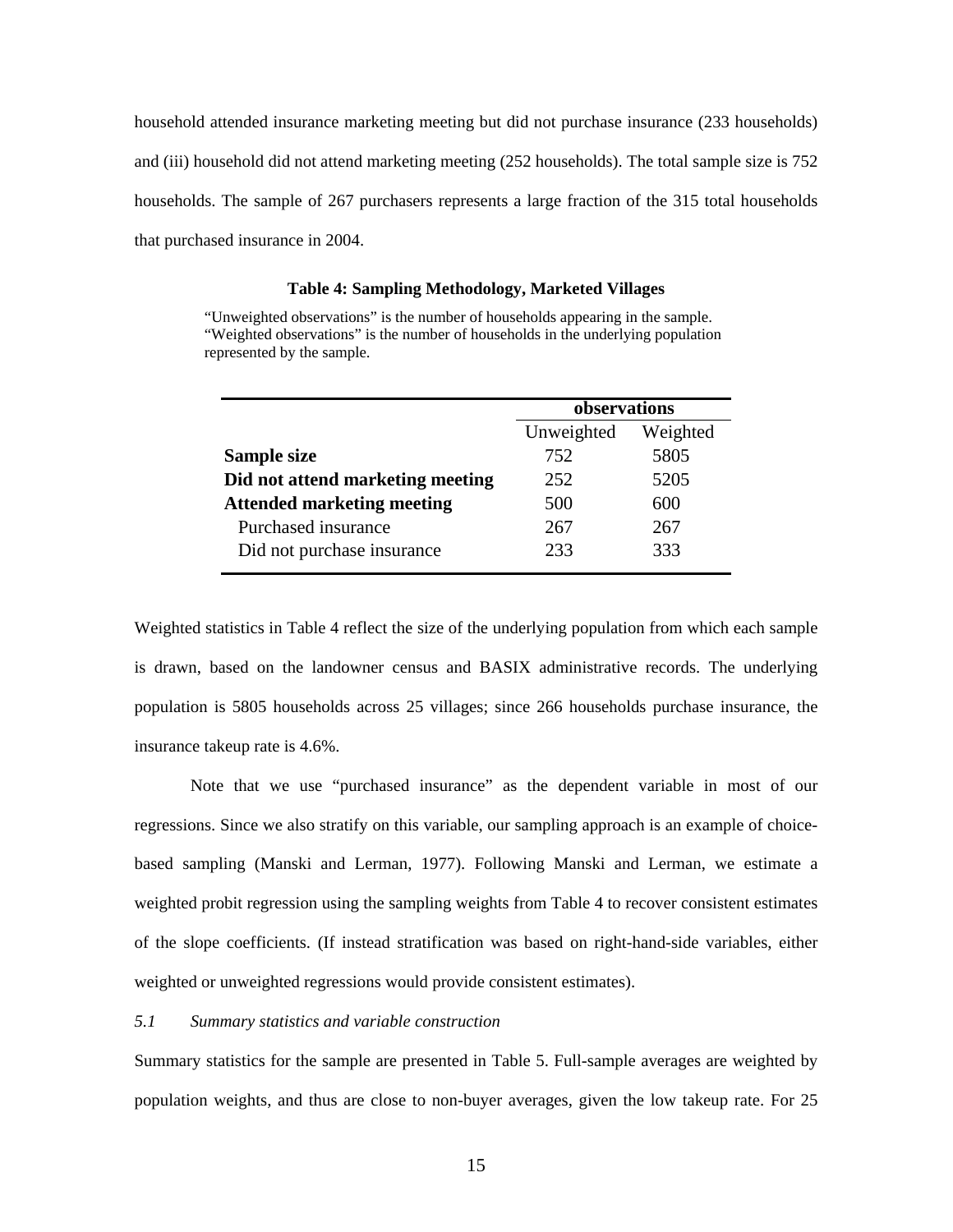household attended insurance marketing meeting but did not purchase insurance (233 households) and (iii) household did not attend marketing meeting (252 households). The total sample size is 752 households. The sample of 267 purchasers represents a large fraction of the 315 total households that purchased insurance in 2004.

**Table 4: Sampling Methodology, Marketed Villages**

"Unweighted observations" is the number of households appearing in the sample. "Weighted observations" is the number of households in the underlying population represented by the sample.

| | observations | |
|---|---|---|
| | Unweighted | Weighted |
| **Sample size** | 752 | 5805 |
| **Did not attend marketing meeting** | 252 | 5205 |
| **Attended marketing meeting** | 500 | 600 |
| Purchased insurance | 267 | 267 |
| Did not purchase insurance | 233 | 333 |

Weighted statistics in Table 4 reflect the size of the underlying population from which each sample is drawn, based on the landowner census and BASIX administrative records. The underlying population is 5805 households across 25 villages; since 266 households purchase insurance, the insurance takeup rate is 4.6%.

Note that we use "purchased insurance" as the dependent variable in most of our regressions. Since we also stratify on this variable, our sampling approach is an example of choice-based sampling (Manski and Lerman, 1977). Following Manski and Lerman, we estimate a weighted probit regression using the sampling weights from Table 4 to recover consistent estimates of the slope coefficients. (If instead stratification was based on right-hand-side variables, either weighted or unweighted regressions would provide consistent estimates).

*5.1 Summary statistics and variable construction*

Summary statistics for the sample are presented in Table 5. Full-sample averages are weighted by population weights, and thus are close to non-buyer averages, given the low takeup rate. For 25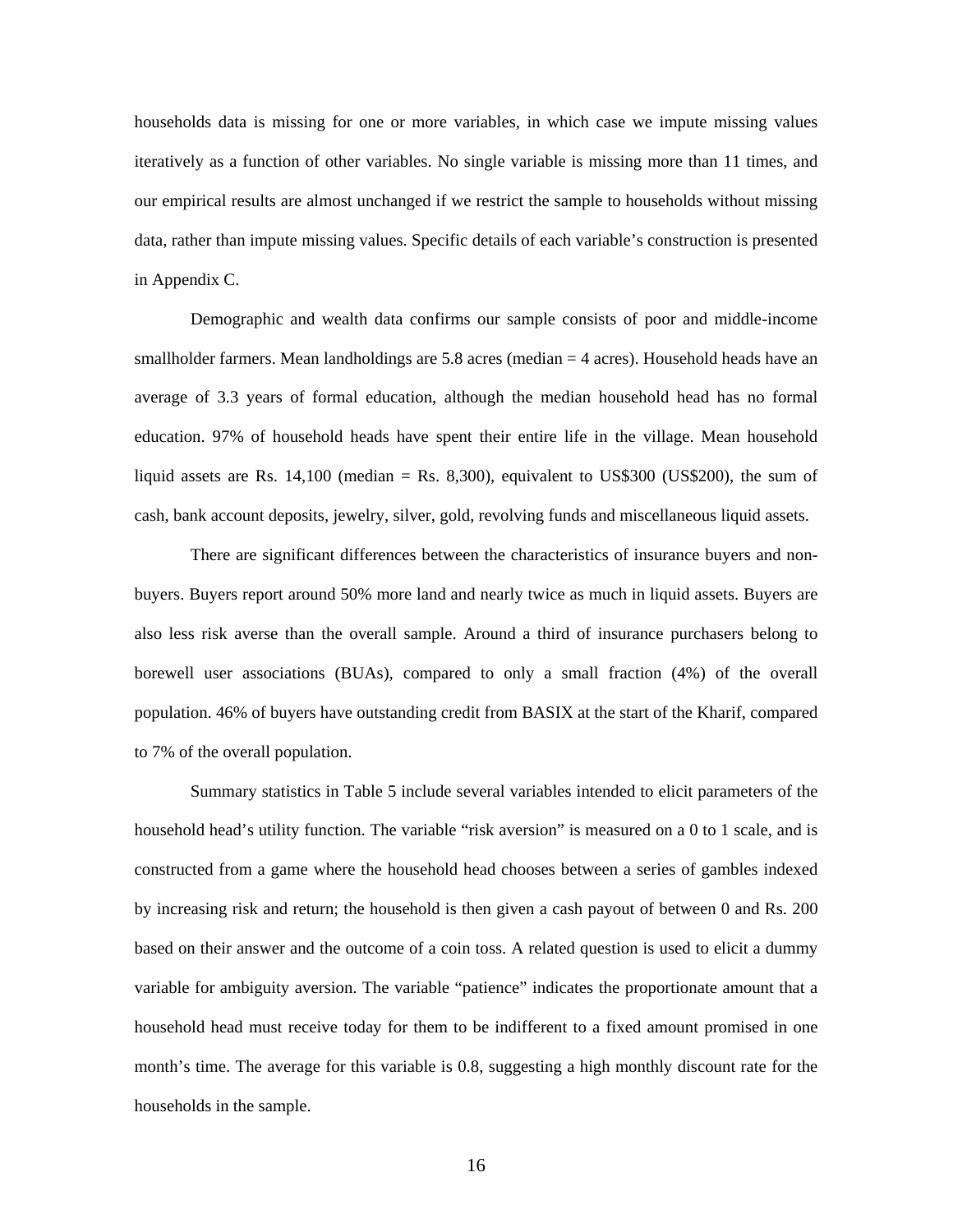households data is missing for one or more variables, in which case we impute missing values iteratively as a function of other variables. No single variable is missing more than 11 times, and our empirical results are almost unchanged if we restrict the sample to households without missing data, rather than impute missing values. Specific details of each variable's construction is presented in Appendix C.

Demographic and wealth data confirms our sample consists of poor and middle-income smallholder farmers. Mean landholdings are 5.8 acres (median = 4 acres). Household heads have an average of 3.3 years of formal education, although the median household head has no formal education. 97% of household heads have spent their entire life in the village. Mean household liquid assets are Rs. 14,100 (median = Rs. 8,300), equivalent to US$300 (US$200), the sum of cash, bank account deposits, jewelry, silver, gold, revolving funds and miscellaneous liquid assets.

There are significant differences between the characteristics of insurance buyers and non-buyers. Buyers report around 50% more land and nearly twice as much in liquid assets. Buyers are also less risk averse than the overall sample. Around a third of insurance purchasers belong to borewell user associations (BUAs), compared to only a small fraction (4%) of the overall population. 46% of buyers have outstanding credit from BASIX at the start of the Kharif, compared to 7% of the overall population.

Summary statistics in Table 5 include several variables intended to elicit parameters of the household head's utility function. The variable "risk aversion" is measured on a 0 to 1 scale, and is constructed from a game where the household head chooses between a series of gambles indexed by increasing risk and return; the household is then given a cash payout of between 0 and Rs. 200 based on their answer and the outcome of a coin toss. A related question is used to elicit a dummy variable for ambiguity aversion. The variable "patience" indicates the proportionate amount that a household head must receive today for them to be indifferent to a fixed amount promised in one month's time. The average for this variable is 0.8, suggesting a high monthly discount rate for the households in the sample.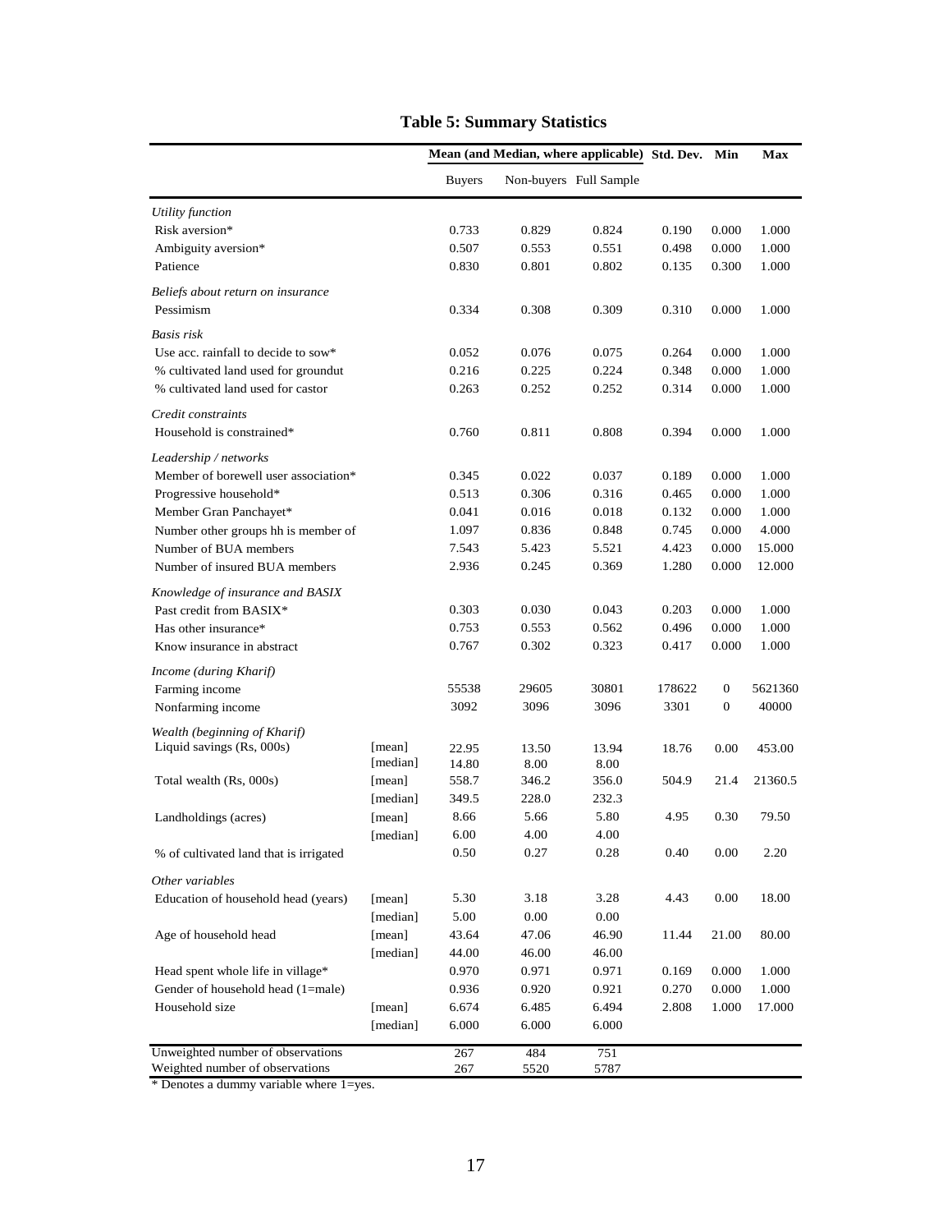## Table 5: Summary Statistics

| | | Mean (and Median, where applicable) | | | Std. Dev. | Min | Max |
|---|---|---|---|---|---|---|---|
| | | Buyers | Non-buyers | Full Sample | | | |
| *Utility function* | | | | | | | |
| Risk aversion* | | 0.733 | 0.829 | 0.824 | 0.190 | 0.000 | 1.000 |
| Ambiguity aversion* | | 0.507 | 0.553 | 0.551 | 0.498 | 0.000 | 1.000 |
| Patience | | 0.830 | 0.801 | 0.802 | 0.135 | 0.300 | 1.000 |
| *Beliefs about return on insurance* | | | | | | | |
| Pessimism | | 0.334 | 0.308 | 0.309 | 0.310 | 0.000 | 1.000 |
| *Basis risk* | | | | | | | |
| Use acc. rainfall to decide to sow* | | 0.052 | 0.076 | 0.075 | 0.264 | 0.000 | 1.000 |
| % cultivated land used for groundut | | 0.216 | 0.225 | 0.224 | 0.348 | 0.000 | 1.000 |
| % cultivated land used for castor | | 0.263 | 0.252 | 0.252 | 0.314 | 0.000 | 1.000 |
| *Credit constraints* | | | | | | | |
| Household is constrained* | | 0.760 | 0.811 | 0.808 | 0.394 | 0.000 | 1.000 |
| *Leadership / networks* | | | | | | | |
| Member of borewell user association* | | 0.345 | 0.022 | 0.037 | 0.189 | 0.000 | 1.000 |
| Progressive household* | | 0.513 | 0.306 | 0.316 | 0.465 | 0.000 | 1.000 |
| Member Gran Panchayet* | | 0.041 | 0.016 | 0.018 | 0.132 | 0.000 | 1.000 |
| Number other groups hh is member of | | 1.097 | 0.836 | 0.848 | 0.745 | 0.000 | 4.000 |
| Number of BUA members | | 7.543 | 5.423 | 5.521 | 4.423 | 0.000 | 15.000 |
| Number of insured BUA members | | 2.936 | 0.245 | 0.369 | 1.280 | 0.000 | 12.000 |
| *Knowledge of insurance and BASIX* | | | | | | | |
| Past credit from BASIX* | | 0.303 | 0.030 | 0.043 | 0.203 | 0.000 | 1.000 |
| Has other insurance* | | 0.753 | 0.553 | 0.562 | 0.496 | 0.000 | 1.000 |
| Know insurance in abstract | | 0.767 | 0.302 | 0.323 | 0.417 | 0.000 | 1.000 |
| *Income (during Kharif)* | | | | | | | |
| Farming income | | 55538 | 29605 | 30801 | 178622 | 0 | 5621360 |
| Nonfarming income | | 3092 | 3096 | 3096 | 3301 | 0 | 40000 |
| *Wealth (beginning of Kharif)* | | | | | | | |
| Liquid savings (Rs, 000s) | [mean] | 22.95 | 13.50 | 13.94 | 18.76 | 0.00 | 453.00 |
| | [median] | 14.80 | 8.00 | 8.00 | | | |
| Total wealth (Rs, 000s) | [mean] | 558.7 | 346.2 | 356.0 | 504.9 | 21.4 | 21360.5 |
| | [median] | 349.5 | 228.0 | 232.3 | | | |
| Landholdings (acres) | [mean] | 8.66 | 5.66 | 5.80 | 4.95 | 0.30 | 79.50 |
| | [median] | 6.00 | 4.00 | 4.00 | | | |
| % of cultivated land that is irrigated | | 0.50 | 0.27 | 0.28 | 0.40 | 0.00 | 2.20 |
| *Other variables* | | | | | | | |
| Education of household head (years) | [mean] | 5.30 | 3.18 | 3.28 | 4.43 | 0.00 | 18.00 |
| | [median] | 5.00 | 0.00 | 0.00 | | | |
| Age of household head | [mean] | 43.64 | 47.06 | 46.90 | 11.44 | 21.00 | 80.00 |
| | [median] | 44.00 | 46.00 | 46.00 | | | |
| Head spent whole life in village* | | 0.970 | 0.971 | 0.971 | 0.169 | 0.000 | 1.000 |
| Gender of household head (1=male) | | 0.936 | 0.920 | 0.921 | 0.270 | 0.000 | 1.000 |
| Household size | [mean] | 6.674 | 6.485 | 6.494 | 2.808 | 1.000 | 17.000 |
| | [median] | 6.000 | 6.000 | 6.000 | | | |
| Unweighted number of observations | | 267 | 484 | 751 | | | |
| Weighted number of observations | | 267 | 5520 | 5787 | | | |

* Denotes a dummy variable where 1=yes.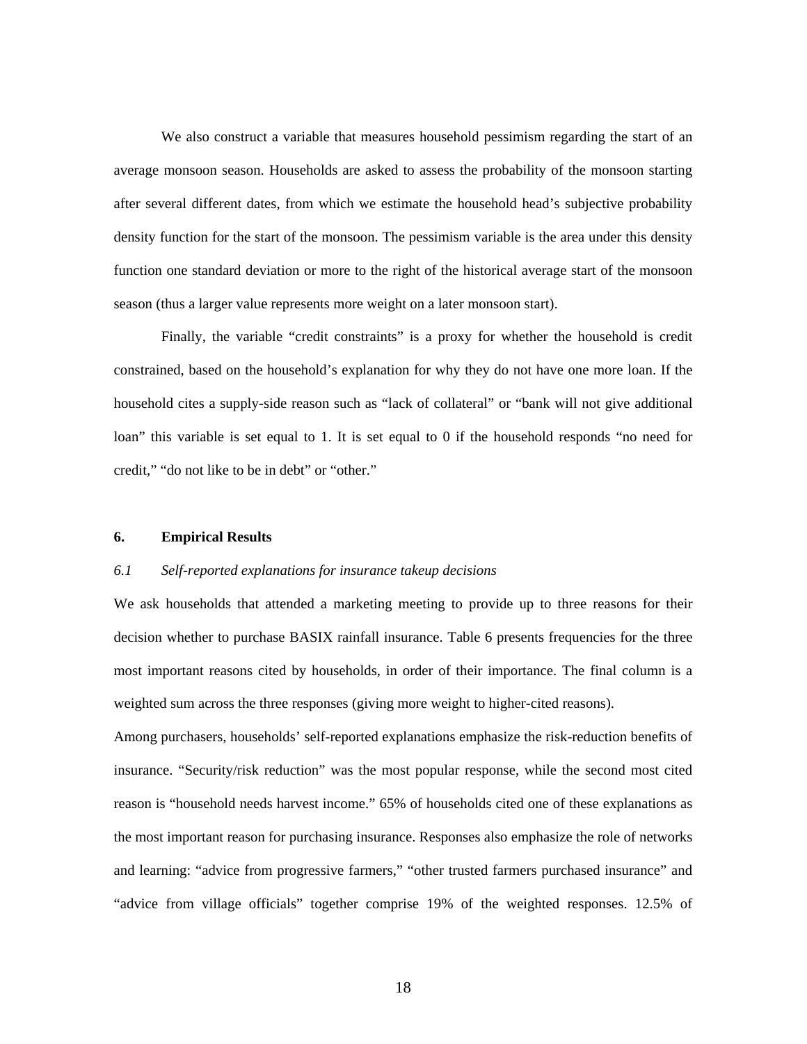We also construct a variable that measures household pessimism regarding the start of an average monsoon season. Households are asked to assess the probability of the monsoon starting after several different dates, from which we estimate the household head's subjective probability density function for the start of the monsoon. The pessimism variable is the area under this density function one standard deviation or more to the right of the historical average start of the monsoon season (thus a larger value represents more weight on a later monsoon start).

Finally, the variable "credit constraints" is a proxy for whether the household is credit constrained, based on the household's explanation for why they do not have one more loan. If the household cites a supply-side reason such as "lack of collateral" or "bank will not give additional loan" this variable is set equal to 1. It is set equal to 0 if the household responds "no need for credit," "do not like to be in debt" or "other."

## 6. Empirical Results

### *6.1 Self-reported explanations for insurance takeup decisions*

We ask households that attended a marketing meeting to provide up to three reasons for their decision whether to purchase BASIX rainfall insurance. Table 6 presents frequencies for the three most important reasons cited by households, in order of their importance. The final column is a weighted sum across the three responses (giving more weight to higher-cited reasons).

Among purchasers, households' self-reported explanations emphasize the risk-reduction benefits of insurance. "Security/risk reduction" was the most popular response, while the second most cited reason is "household needs harvest income." 65% of households cited one of these explanations as the most important reason for purchasing insurance. Responses also emphasize the role of networks and learning: "advice from progressive farmers," "other trusted farmers purchased insurance" and "advice from village officials" together comprise 19% of the weighted responses. 12.5% of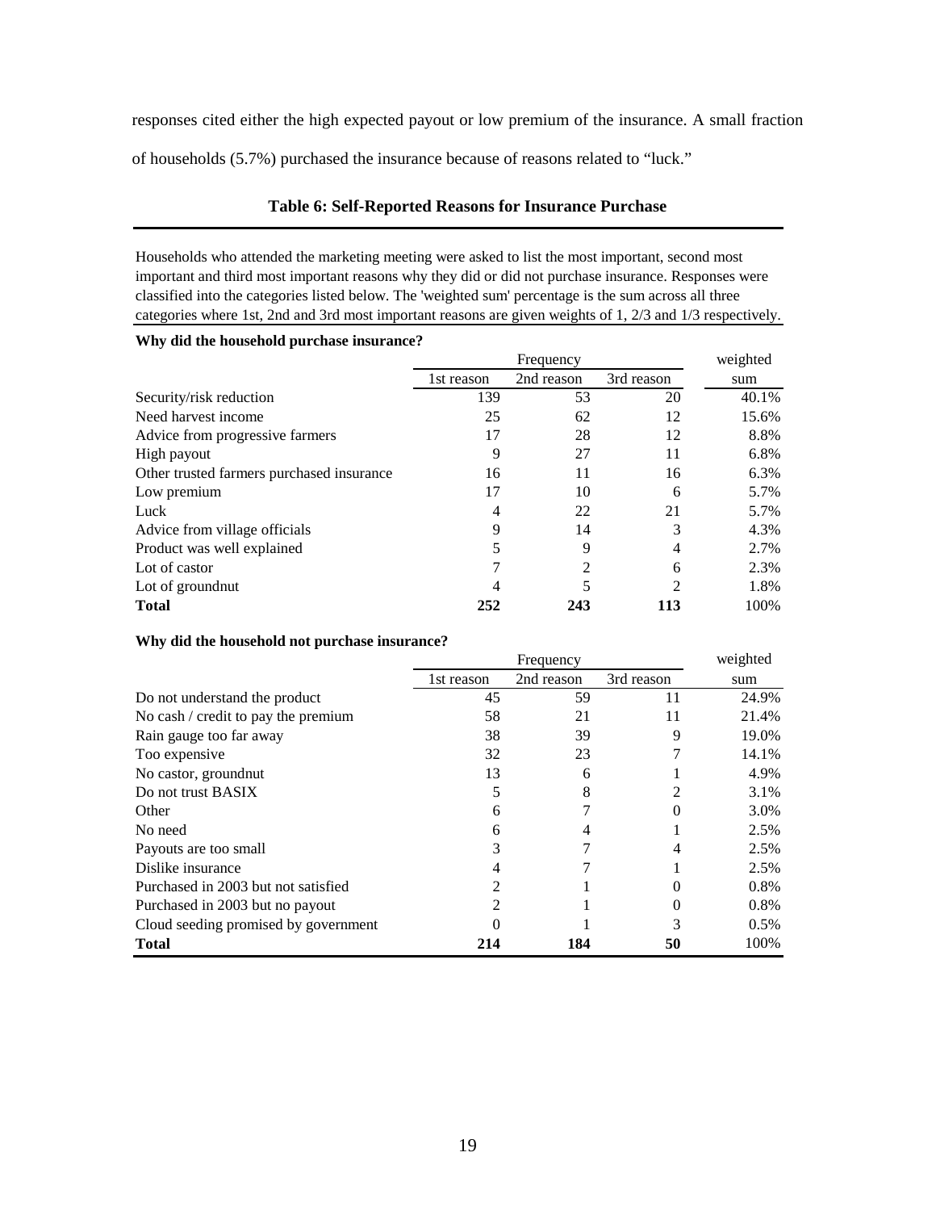responses cited either the high expected payout or low premium of the insurance. A small fraction of households (5.7%) purchased the insurance because of reasons related to "luck."

**Table 6: Self-Reported Reasons for Insurance Purchase**

Households who attended the marketing meeting were asked to list the most important, second most important and third most important reasons why they did or did not purchase insurance. Responses were classified into the categories listed below. The 'weighted sum' percentage is the sum across all three categories where 1st, 2nd and 3rd most important reasons are given weights of 1, 2/3 and 1/3 respectively.

**Why did the household purchase insurance?**

| | Frequency | | | weighted |
|---|---|---|---|---|
| | 1st reason | 2nd reason | 3rd reason | sum |
| Security/risk reduction | 139 | 53 | 20 | 40.1% |
| Need harvest income | 25 | 62 | 12 | 15.6% |
| Advice from progressive farmers | 17 | 28 | 12 | 8.8% |
| High payout | 9 | 27 | 11 | 6.8% |
| Other trusted farmers purchased insurance | 16 | 11 | 16 | 6.3% |
| Low premium | 17 | 10 | 6 | 5.7% |
| Luck | 4 | 22 | 21 | 5.7% |
| Advice from village officials | 9 | 14 | 3 | 4.3% |
| Product was well explained | 5 | 9 | 4 | 2.7% |
| Lot of castor | 7 | 2 | 6 | 2.3% |
| Lot of groundnut | 4 | 5 | 2 | 1.8% |
| **Total** | **252** | **243** | **113** | 100% |

**Why did the household not purchase insurance?**

| | Frequency | | | weighted |
|---|---|---|---|---|
| | 1st reason | 2nd reason | 3rd reason | sum |
| Do not understand the product | 45 | 59 | 11 | 24.9% |
| No cash / credit to pay the premium | 58 | 21 | 11 | 21.4% |
| Rain gauge too far away | 38 | 39 | 9 | 19.0% |
| Too expensive | 32 | 23 | 7 | 14.1% |
| No castor, groundnut | 13 | 6 | 1 | 4.9% |
| Do not trust BASIX | 5 | 8 | 2 | 3.1% |
| Other | 6 | 7 | 0 | 3.0% |
| No need | 6 | 4 | 1 | 2.5% |
| Payouts are too small | 3 | 7 | 4 | 2.5% |
| Dislike insurance | 4 | 7 | 1 | 2.5% |
| Purchased in 2003 but not satisfied | 2 | 1 | 0 | 0.8% |
| Purchased in 2003 but no payout | 2 | 1 | 0 | 0.8% |
| Cloud seeding promised by government | 0 | 1 | 3 | 0.5% |
| **Total** | **214** | **184** | **50** | 100% |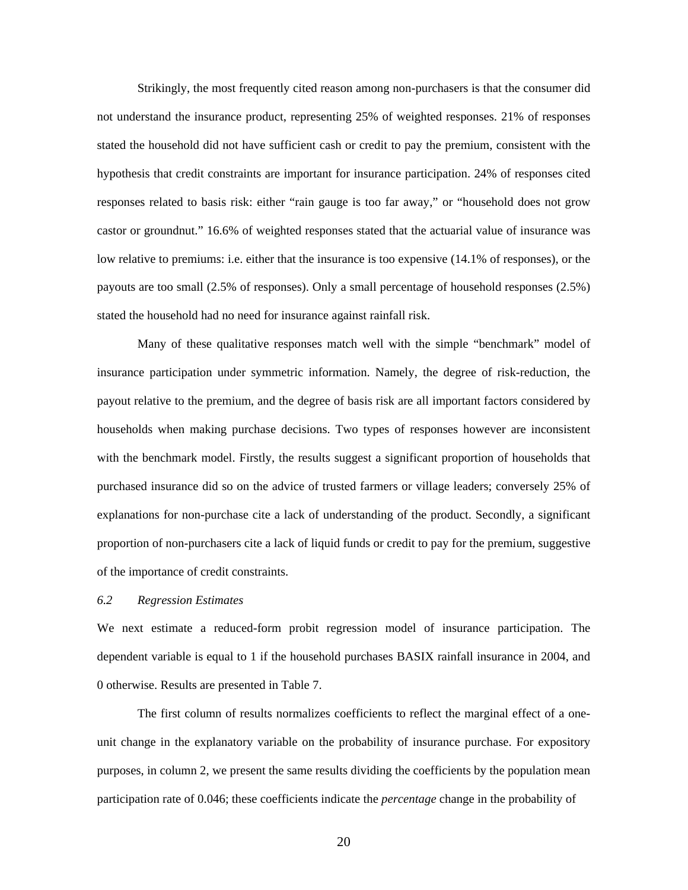Strikingly, the most frequently cited reason among non-purchasers is that the consumer did not understand the insurance product, representing 25% of weighted responses. 21% of responses stated the household did not have sufficient cash or credit to pay the premium, consistent with the hypothesis that credit constraints are important for insurance participation. 24% of responses cited responses related to basis risk: either "rain gauge is too far away," or "household does not grow castor or groundnut." 16.6% of weighted responses stated that the actuarial value of insurance was low relative to premiums: i.e. either that the insurance is too expensive (14.1% of responses), or the payouts are too small (2.5% of responses). Only a small percentage of household responses (2.5%) stated the household had no need for insurance against rainfall risk.

Many of these qualitative responses match well with the simple "benchmark" model of insurance participation under symmetric information. Namely, the degree of risk-reduction, the payout relative to the premium, and the degree of basis risk are all important factors considered by households when making purchase decisions. Two types of responses however are inconsistent with the benchmark model. Firstly, the results suggest a significant proportion of households that purchased insurance did so on the advice of trusted farmers or village leaders; conversely 25% of explanations for non-purchase cite a lack of understanding of the product. Secondly, a significant proportion of non-purchasers cite a lack of liquid funds or credit to pay for the premium, suggestive of the importance of credit constraints.

### *6.2 Regression Estimates*

We next estimate a reduced-form probit regression model of insurance participation. The dependent variable is equal to 1 if the household purchases BASIX rainfall insurance in 2004, and 0 otherwise. Results are presented in Table 7.

The first column of results normalizes coefficients to reflect the marginal effect of a one-unit change in the explanatory variable on the probability of insurance purchase. For expository purposes, in column 2, we present the same results dividing the coefficients by the population mean participation rate of 0.046; these coefficients indicate the *percentage* change in the probability of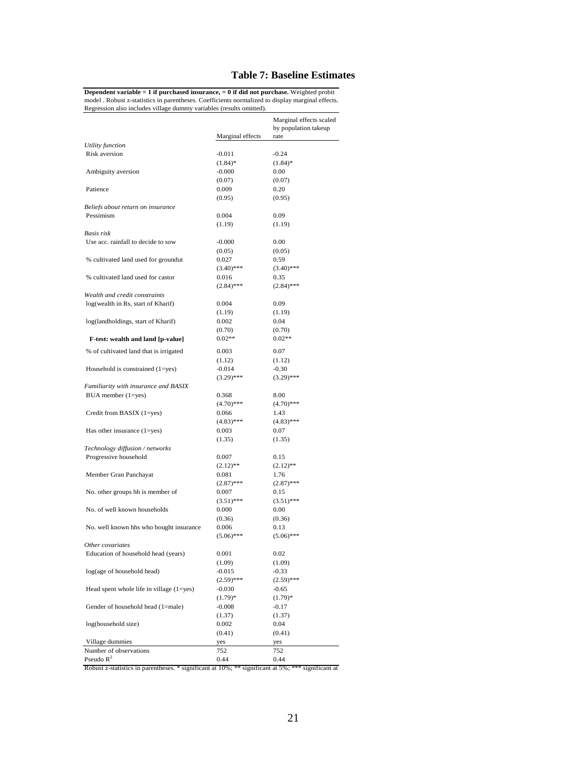# Table 7: Baseline Estimates

**Dependent variable = 1 if purchased insurance, = 0 if did not purchase.** Weighted probit model . Robust z-statistics in parentheses. Coefficients normalized to display marginal effects. Regression also includes village dummy variables (results omitted).

| | Marginal effects | Marginal effects scaled by population takeup rate |
|---|---|---|
| *Utility function* | | |
| Risk aversion | -0.011 | -0.24 |
| | (1.84)* | (1.84)* |
| Ambiguity aversion | -0.000 | 0.00 |
| | (0.07) | (0.07) |
| Patience | 0.009 | 0.20 |
| | (0.95) | (0.95) |
| *Beliefs about return on insurance* | | |
| Pessimism | 0.004 | 0.09 |
| | (1.19) | (1.19) |
| *Basis risk* | | |
| Use acc. rainfall to decide to sow | -0.000 | 0.00 |
| | (0.05) | (0.05) |
| % cultivated land used for groundut | 0.027 | 0.59 |
| | (3.40)*** | (3.40)*** |
| % cultivated land used for castor | 0.016 | 0.35 |
| | (2.84)*** | (2.84)*** |
| *Wealth and credit constraints* | | |
| log(wealth in Rs, start of Kharif) | 0.004 | 0.09 |
| | (1.19) | (1.19) |
| log(landholdings, start of Kharif) | 0.002 | 0.04 |
| | (0.70) | (0.70) |
| **F-test: wealth and land [p-value]** | 0.02** | 0.02** |
| % of cultivated land that is irrigated | 0.003 | 0.07 |
| | (1.12) | (1.12) |
| Household is constrained (1=yes) | -0.014 | -0.30 |
| | (3.29)*** | (3.29)*** |
| *Familiarity with insurance and BASIX* | | |
| BUA member (1=yes) | 0.368 | 8.00 |
| | (4.70)*** | (4.70)*** |
| Credit from BASIX (1=yes) | 0.066 | 1.43 |
| | (4.83)*** | (4.83)*** |
| Has other insurance (1=yes) | 0.003 | 0.07 |
| | (1.35) | (1.35) |
| *Technology diffusion / networks* | | |
| Progressive household | 0.007 | 0.15 |
| | (2.12)** | (2.12)** |
| Member Gran Panchayat | 0.081 | 1.76 |
| | (2.87)*** | (2.87)*** |
| No. other groups hh is member of | 0.007 | 0.15 |
| | (3.51)*** | (3.51)*** |
| No. of well known households | 0.000 | 0.00 |
| | (0.36) | (0.36) |
| No. well known hhs who bought insurance | 0.006 | 0.13 |
| | (5.06)*** | (5.06)*** |
| *Other covariates* | | |
| Education of household head (years) | 0.001 | 0.02 |
| | (1.09) | (1.09) |
| log(age of household head) | -0.015 | -0.33 |
| | (2.59)*** | (2.59)*** |
| Head spent whole life in village (1=yes) | -0.030 | -0.65 |
| | (1.79)* | (1.79)* |
| Gender of household head (1=male) | -0.008 | -0.17 |
| | (1.37) | (1.37) |
| log(household size) | 0.002 | 0.04 |
| | (0.41) | (0.41) |
| Village dummies | yes | yes |
| Number of observations | 752 | 752 |
| Pseudo $R^2$ | 0.44 | 0.44 |

Robust z-statistics in parentheses. * significant at 10%; ** significant at 5%; *** significant at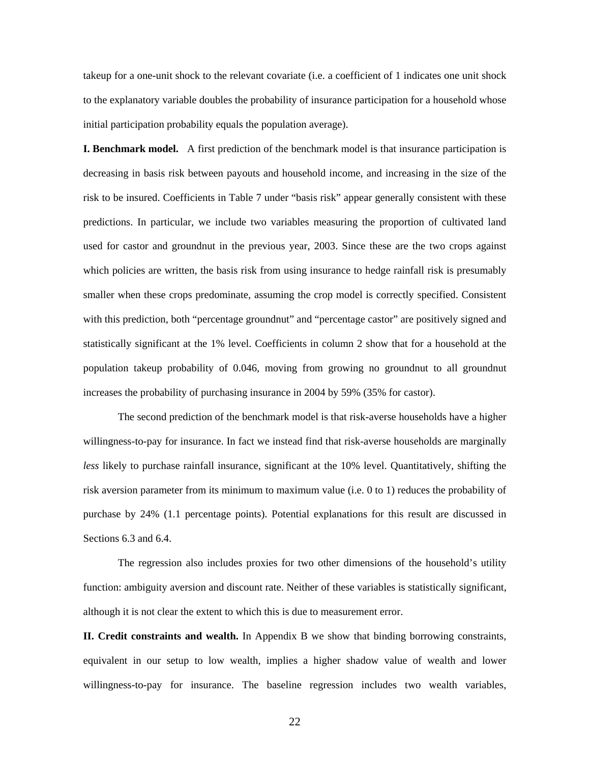takeup for a one-unit shock to the relevant covariate (i.e. a coefficient of 1 indicates one unit shock to the explanatory variable doubles the probability of insurance participation for a household whose initial participation probability equals the population average).

**I. Benchmark model.** A first prediction of the benchmark model is that insurance participation is decreasing in basis risk between payouts and household income, and increasing in the size of the risk to be insured. Coefficients in Table 7 under "basis risk" appear generally consistent with these predictions. In particular, we include two variables measuring the proportion of cultivated land used for castor and groundnut in the previous year, 2003. Since these are the two crops against which policies are written, the basis risk from using insurance to hedge rainfall risk is presumably smaller when these crops predominate, assuming the crop model is correctly specified. Consistent with this prediction, both "percentage groundnut" and "percentage castor" are positively signed and statistically significant at the 1% level. Coefficients in column 2 show that for a household at the population takeup probability of 0.046, moving from growing no groundnut to all groundnut increases the probability of purchasing insurance in 2004 by 59% (35% for castor).

The second prediction of the benchmark model is that risk-averse households have a higher willingness-to-pay for insurance. In fact we instead find that risk-averse households are marginally *less* likely to purchase rainfall insurance, significant at the 10% level. Quantitatively, shifting the risk aversion parameter from its minimum to maximum value (i.e. 0 to 1) reduces the probability of purchase by 24% (1.1 percentage points). Potential explanations for this result are discussed in Sections 6.3 and 6.4.

The regression also includes proxies for two other dimensions of the household's utility function: ambiguity aversion and discount rate. Neither of these variables is statistically significant, although it is not clear the extent to which this is due to measurement error.

**II. Credit constraints and wealth.** In Appendix B we show that binding borrowing constraints, equivalent in our setup to low wealth, implies a higher shadow value of wealth and lower willingness-to-pay for insurance. The baseline regression includes two wealth variables,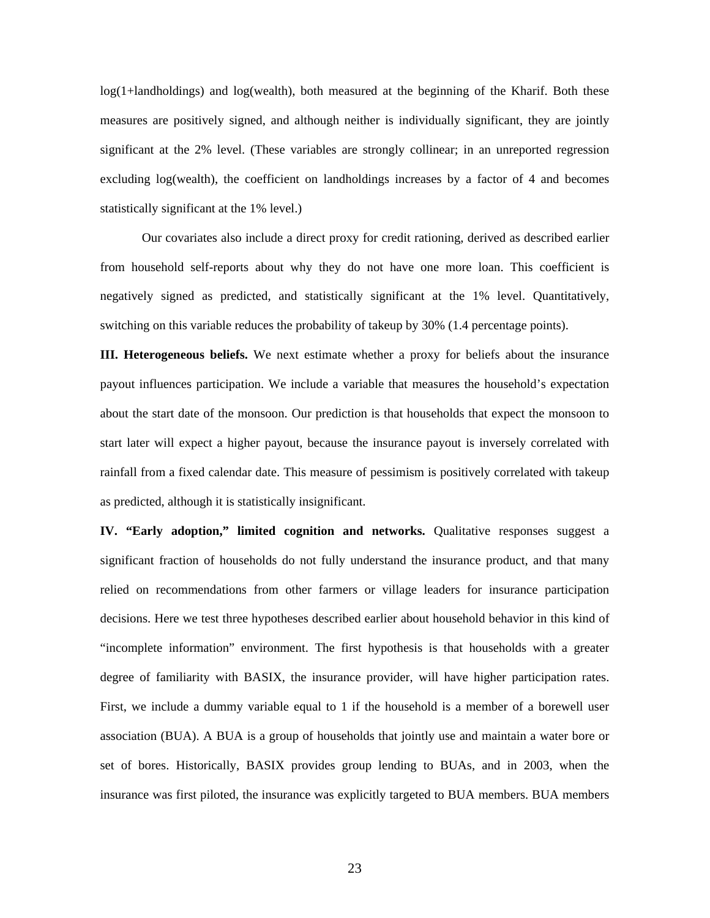log(1+landholdings) and log(wealth), both measured at the beginning of the Kharif. Both these measures are positively signed, and although neither is individually significant, they are jointly significant at the 2% level. (These variables are strongly collinear; in an unreported regression excluding log(wealth), the coefficient on landholdings increases by a factor of 4 and becomes statistically significant at the 1% level.)

Our covariates also include a direct proxy for credit rationing, derived as described earlier from household self-reports about why they do not have one more loan. This coefficient is negatively signed as predicted, and statistically significant at the 1% level. Quantitatively, switching on this variable reduces the probability of takeup by 30% (1.4 percentage points).

**III. Heterogeneous beliefs.** We next estimate whether a proxy for beliefs about the insurance payout influences participation. We include a variable that measures the household's expectation about the start date of the monsoon. Our prediction is that households that expect the monsoon to start later will expect a higher payout, because the insurance payout is inversely correlated with rainfall from a fixed calendar date. This measure of pessimism is positively correlated with takeup as predicted, although it is statistically insignificant.

**IV. "Early adoption," limited cognition and networks.** Qualitative responses suggest a significant fraction of households do not fully understand the insurance product, and that many relied on recommendations from other farmers or village leaders for insurance participation decisions. Here we test three hypotheses described earlier about household behavior in this kind of "incomplete information" environment. The first hypothesis is that households with a greater degree of familiarity with BASIX, the insurance provider, will have higher participation rates. First, we include a dummy variable equal to 1 if the household is a member of a borewell user association (BUA). A BUA is a group of households that jointly use and maintain a water bore or set of bores. Historically, BASIX provides group lending to BUAs, and in 2003, when the insurance was first piloted, the insurance was explicitly targeted to BUA members. BUA members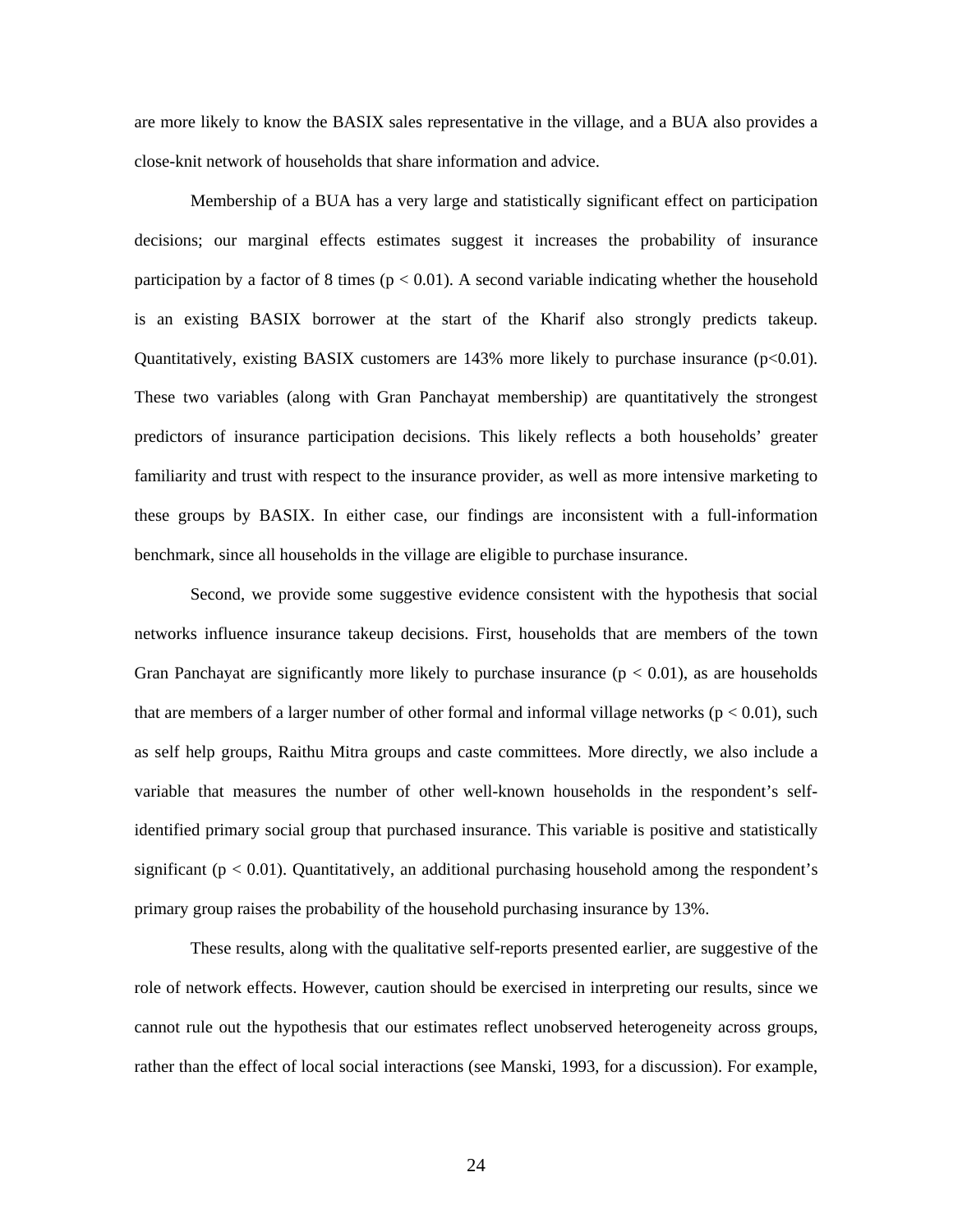are more likely to know the BASIX sales representative in the village, and a BUA also provides a close-knit network of households that share information and advice.

Membership of a BUA has a very large and statistically significant effect on participation decisions; our marginal effects estimates suggest it increases the probability of insurance participation by a factor of 8 times ($p < 0.01$). A second variable indicating whether the household is an existing BASIX borrower at the start of the Kharif also strongly predicts takeup. Quantitatively, existing BASIX customers are 143% more likely to purchase insurance ($p<0.01$). These two variables (along with Gran Panchayat membership) are quantitatively the strongest predictors of insurance participation decisions. This likely reflects a both households' greater familiarity and trust with respect to the insurance provider, as well as more intensive marketing to these groups by BASIX. In either case, our findings are inconsistent with a full-information benchmark, since all households in the village are eligible to purchase insurance.

Second, we provide some suggestive evidence consistent with the hypothesis that social networks influence insurance takeup decisions. First, households that are members of the town Gran Panchayat are significantly more likely to purchase insurance ($p < 0.01$), as are households that are members of a larger number of other formal and informal village networks ($p < 0.01$), such as self help groups, Raithu Mitra groups and caste committees. More directly, we also include a variable that measures the number of other well-known households in the respondent's self-identified primary social group that purchased insurance. This variable is positive and statistically significant ($p < 0.01$). Quantitatively, an additional purchasing household among the respondent's primary group raises the probability of the household purchasing insurance by 13%.

These results, along with the qualitative self-reports presented earlier, are suggestive of the role of network effects. However, caution should be exercised in interpreting our results, since we cannot rule out the hypothesis that our estimates reflect unobserved heterogeneity across groups, rather than the effect of local social interactions (see Manski, 1993, for a discussion). For example,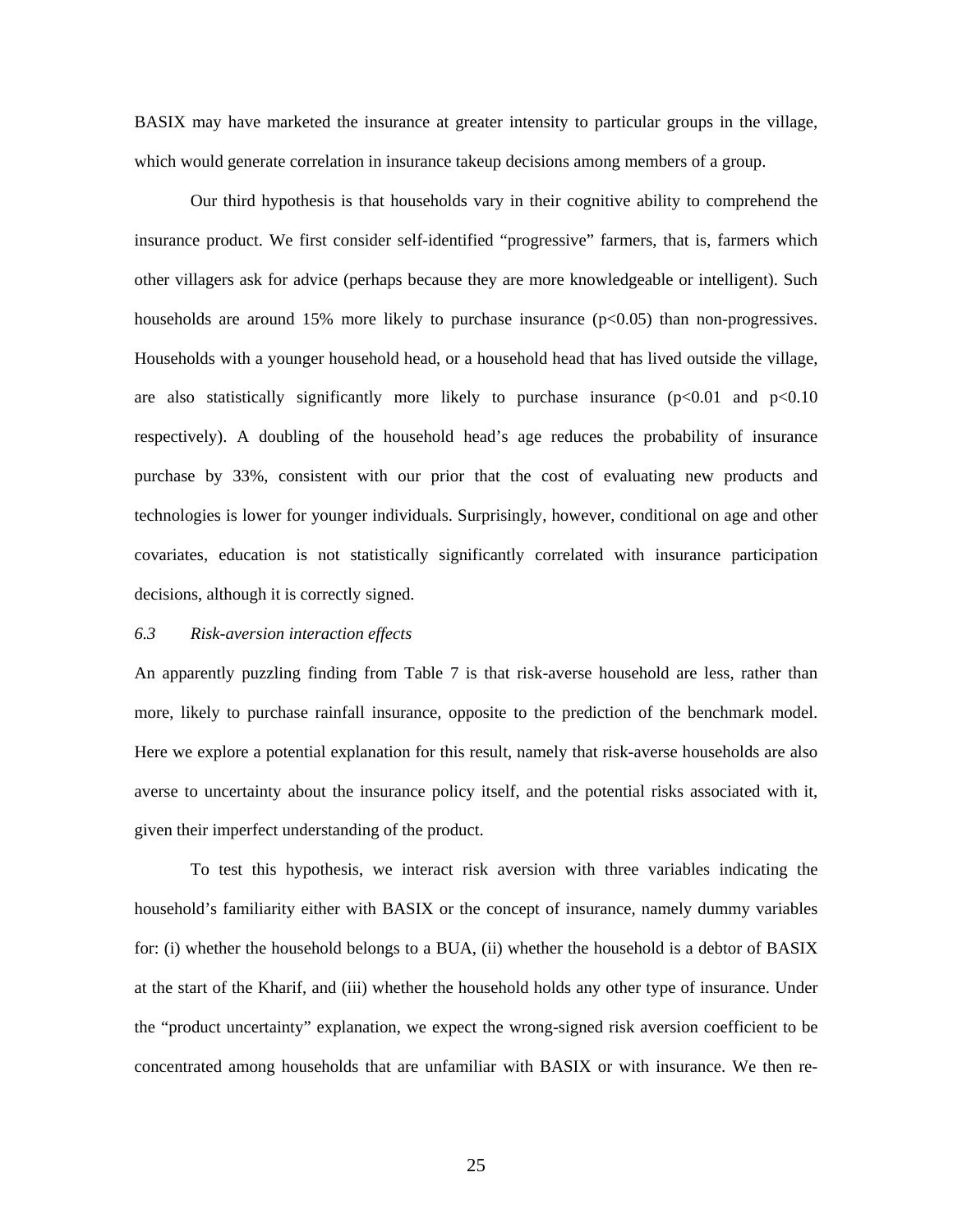BASIX may have marketed the insurance at greater intensity to particular groups in the village, which would generate correlation in insurance takeup decisions among members of a group.

Our third hypothesis is that households vary in their cognitive ability to comprehend the insurance product. We first consider self-identified "progressive" farmers, that is, farmers which other villagers ask for advice (perhaps because they are more knowledgeable or intelligent). Such households are around 15% more likely to purchase insurance ($p<0.05$) than non-progressives. Households with a younger household head, or a household head that has lived outside the village, are also statistically significantly more likely to purchase insurance ($p<0.01$ and $p<0.10$ respectively). A doubling of the household head's age reduces the probability of insurance purchase by 33%, consistent with our prior that the cost of evaluating new products and technologies is lower for younger individuals. Surprisingly, however, conditional on age and other covariates, education is not statistically significantly correlated with insurance participation decisions, although it is correctly signed.

### *6.3 Risk-aversion interaction effects*

An apparently puzzling finding from Table 7 is that risk-averse household are less, rather than more, likely to purchase rainfall insurance, opposite to the prediction of the benchmark model. Here we explore a potential explanation for this result, namely that risk-averse households are also averse to uncertainty about the insurance policy itself, and the potential risks associated with it, given their imperfect understanding of the product.

To test this hypothesis, we interact risk aversion with three variables indicating the household's familiarity either with BASIX or the concept of insurance, namely dummy variables for: (i) whether the household belongs to a BUA, (ii) whether the household is a debtor of BASIX at the start of the Kharif, and (iii) whether the household holds any other type of insurance. Under the "product uncertainty" explanation, we expect the wrong-signed risk aversion coefficient to be concentrated among households that are unfamiliar with BASIX or with insurance. We then re-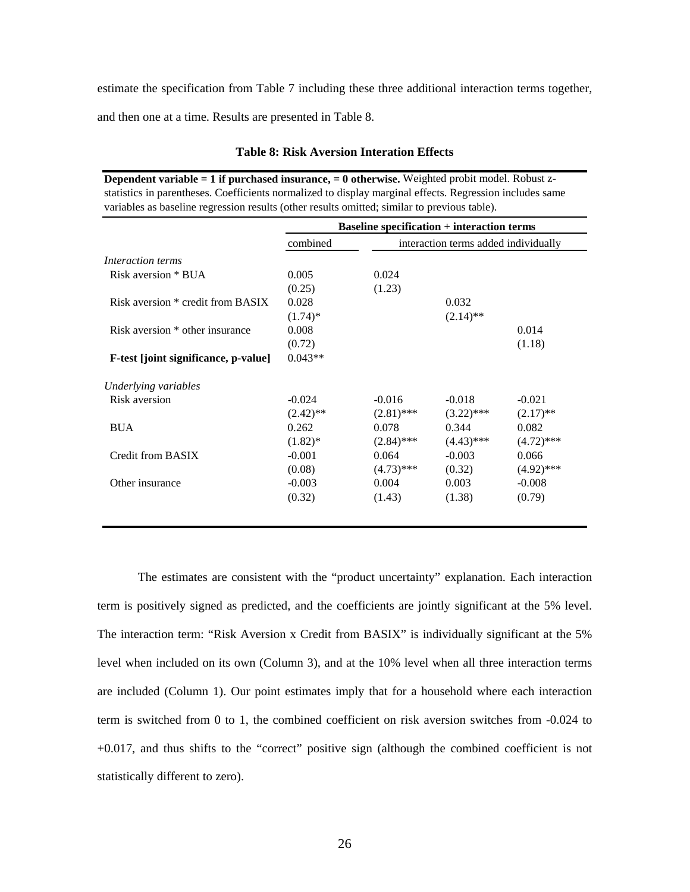estimate the specification from Table 7 including these three additional interaction terms together, and then one at a time. Results are presented in Table 8.

**Table 8: Risk Aversion Interation Effects**

**Dependent variable = 1 if purchased insurance, = 0 otherwise.** Weighted probit model. Robust z-statistics in parentheses. Coefficients normalized to display marginal effects. Regression includes same variables as baseline regression results (other results omitted; similar to previous table).

| | Baseline specification + interaction terms | | | |
|---|---|---|---|---|
| | combined | interaction terms added individually | | |
| *Interaction terms* | | | | |
| Risk aversion * BUA | 0.005 | 0.024 | | |
| | (0.25) | (1.23) | | |
| Risk aversion * credit from BASIX | 0.028 | | 0.032 | |
| | (1.74)* | | (2.14)** | |
| Risk aversion * other insurance | 0.008 | | | 0.014 |
| | (0.72) | | | (1.18) |
| **F-test [joint significance, p-value]** | 0.043** | | | |
| *Underlying variables* | | | | |
| Risk aversion | -0.024 | -0.016 | -0.018 | -0.021 |
| | (2.42)** | (2.81)*** | (3.22)*** | (2.17)** |
| BUA | 0.262 | 0.078 | 0.344 | 0.082 |
| | (1.82)* | (2.84)*** | (4.43)*** | (4.72)*** |
| Credit from BASIX | -0.001 | 0.064 | -0.003 | 0.066 |
| | (0.08) | (4.73)*** | (0.32) | (4.92)*** |
| Other insurance | -0.003 | 0.004 | 0.003 | -0.008 |
| | (0.32) | (1.43) | (1.38) | (0.79) |

The estimates are consistent with the "product uncertainty" explanation. Each interaction term is positively signed as predicted, and the coefficients are jointly significant at the 5% level. The interaction term: "Risk Aversion x Credit from BASIX" is individually significant at the 5% level when included on its own (Column 3), and at the 10% level when all three interaction terms are included (Column 1). Our point estimates imply that for a household where each interaction term is switched from 0 to 1, the combined coefficient on risk aversion switches from -0.024 to +0.017, and thus shifts to the "correct" positive sign (although the combined coefficient is not statistically different to zero).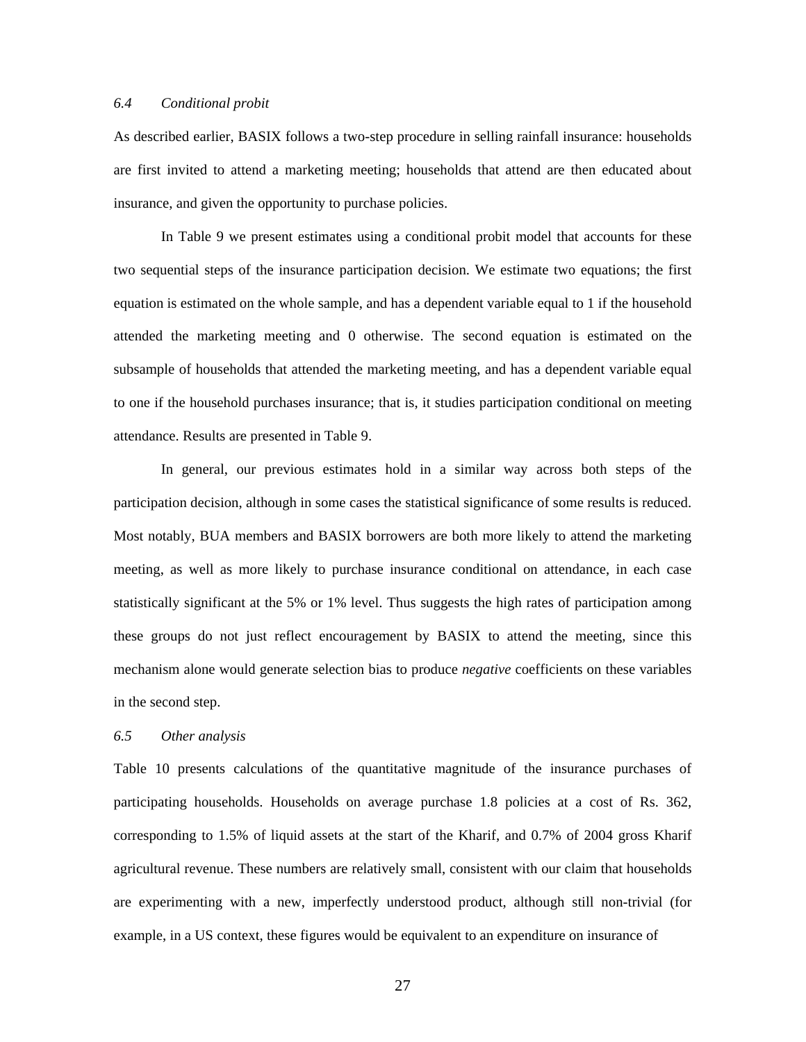### *6.4 Conditional probit*

As described earlier, BASIX follows a two-step procedure in selling rainfall insurance: households are first invited to attend a marketing meeting; households that attend are then educated about insurance, and given the opportunity to purchase policies.

In Table 9 we present estimates using a conditional probit model that accounts for these two sequential steps of the insurance participation decision. We estimate two equations; the first equation is estimated on the whole sample, and has a dependent variable equal to 1 if the household attended the marketing meeting and 0 otherwise. The second equation is estimated on the subsample of households that attended the marketing meeting, and has a dependent variable equal to one if the household purchases insurance; that is, it studies participation conditional on meeting attendance. Results are presented in Table 9.

In general, our previous estimates hold in a similar way across both steps of the participation decision, although in some cases the statistical significance of some results is reduced. Most notably, BUA members and BASIX borrowers are both more likely to attend the marketing meeting, as well as more likely to purchase insurance conditional on attendance, in each case statistically significant at the 5% or 1% level. Thus suggests the high rates of participation among these groups do not just reflect encouragement by BASIX to attend the meeting, since this mechanism alone would generate selection bias to produce *negative* coefficients on these variables in the second step.

### *6.5 Other analysis*

Table 10 presents calculations of the quantitative magnitude of the insurance purchases of participating households. Households on average purchase 1.8 policies at a cost of Rs. 362, corresponding to 1.5% of liquid assets at the start of the Kharif, and 0.7% of 2004 gross Kharif agricultural revenue. These numbers are relatively small, consistent with our claim that households are experimenting with a new, imperfectly understood product, although still non-trivial (for example, in a US context, these figures would be equivalent to an expenditure on insurance of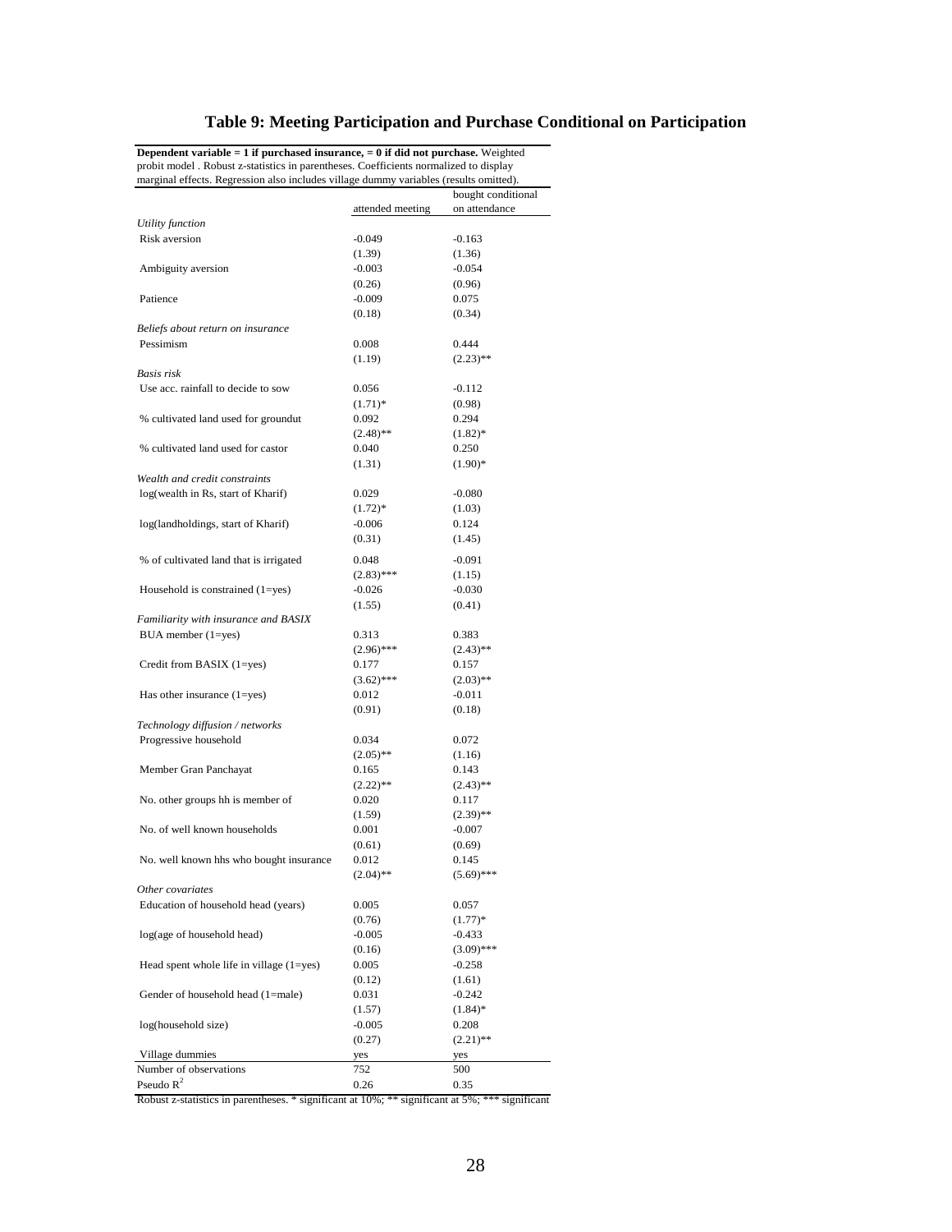# Table 9: Meeting Participation and Purchase Conditional on Participation

**Dependent variable = 1 if purchased insurance, = 0 if did not purchase.** Weighted probit model . Robust z-statistics in parentheses. Coefficients normalized to display marginal effects. Regression also includes village dummy variables (results omitted).

| | attended meeting | bought conditional on attendance |
|---|---|---|
| *Utility function* | | |
| Risk aversion | -0.049 | -0.163 |
| | (1.39) | (1.36) |
| Ambiguity aversion | -0.003 | -0.054 |
| | (0.26) | (0.96) |
| Patience | -0.009 | 0.075 |
| | (0.18) | (0.34) |
| *Beliefs about return on insurance* | | |
| Pessimism | 0.008 | 0.444 |
| | (1.19) | (2.23)** |
| *Basis risk* | | |
| Use acc. rainfall to decide to sow | 0.056 | -0.112 |
| | (1.71)* | (0.98) |
| % cultivated land used for groundut | 0.092 | 0.294 |
| | (2.48)** | (1.82)* |
| % cultivated land used for castor | 0.040 | 0.250 |
| | (1.31) | (1.90)* |
| *Wealth and credit constraints* | | |
| log(wealth in Rs, start of Kharif) | 0.029 | -0.080 |
| | (1.72)* | (1.03) |
| log(landholdings, start of Kharif) | -0.006 | 0.124 |
| | (0.31) | (1.45) |
| % of cultivated land that is irrigated | 0.048 | -0.091 |
| | (2.83)*** | (1.15) |
| Household is constrained (1=yes) | -0.026 | -0.030 |
| | (1.55) | (0.41) |
| *Familiarity with insurance and BASIX* | | |
| BUA member (1=yes) | 0.313 | 0.383 |
| | (2.96)*** | (2.43)** |
| Credit from BASIX (1=yes) | 0.177 | 0.157 |
| | (3.62)*** | (2.03)** |
| Has other insurance (1=yes) | 0.012 | -0.011 |
| | (0.91) | (0.18) |
| *Technology diffusion / networks* | | |
| Progressive household | 0.034 | 0.072 |
| | (2.05)** | (1.16) |
| Member Gran Panchayat | 0.165 | 0.143 |
| | (2.22)** | (2.43)** |
| No. other groups hh is member of | 0.020 | 0.117 |
| | (1.59) | (2.39)** |
| No. of well known households | 0.001 | -0.007 |
| | (0.61) | (0.69) |
| No. well known hhs who bought insurance | 0.012 | 0.145 |
| | (2.04)** | (5.69)*** |
| *Other covariates* | | |
| Education of household head (years) | 0.005 | 0.057 |
| | (0.76) | (1.77)* |
| log(age of household head) | -0.005 | -0.433 |
| | (0.16) | (3.09)*** |
| Head spent whole life in village (1=yes) | 0.005 | -0.258 |
| | (0.12) | (1.61) |
| Gender of household head (1=male) | 0.031 | -0.242 |
| | (1.57) | (1.84)* |
| log(household size) | -0.005 | 0.208 |
| | (0.27) | (2.21)** |
| Village dummies | yes | yes |
| Number of observations | 752 | 500 |
| Pseudo $R^2$ | 0.26 | 0.35 |

Robust z-statistics in parentheses. * significant at 10%; ** significant at 5%; *** significant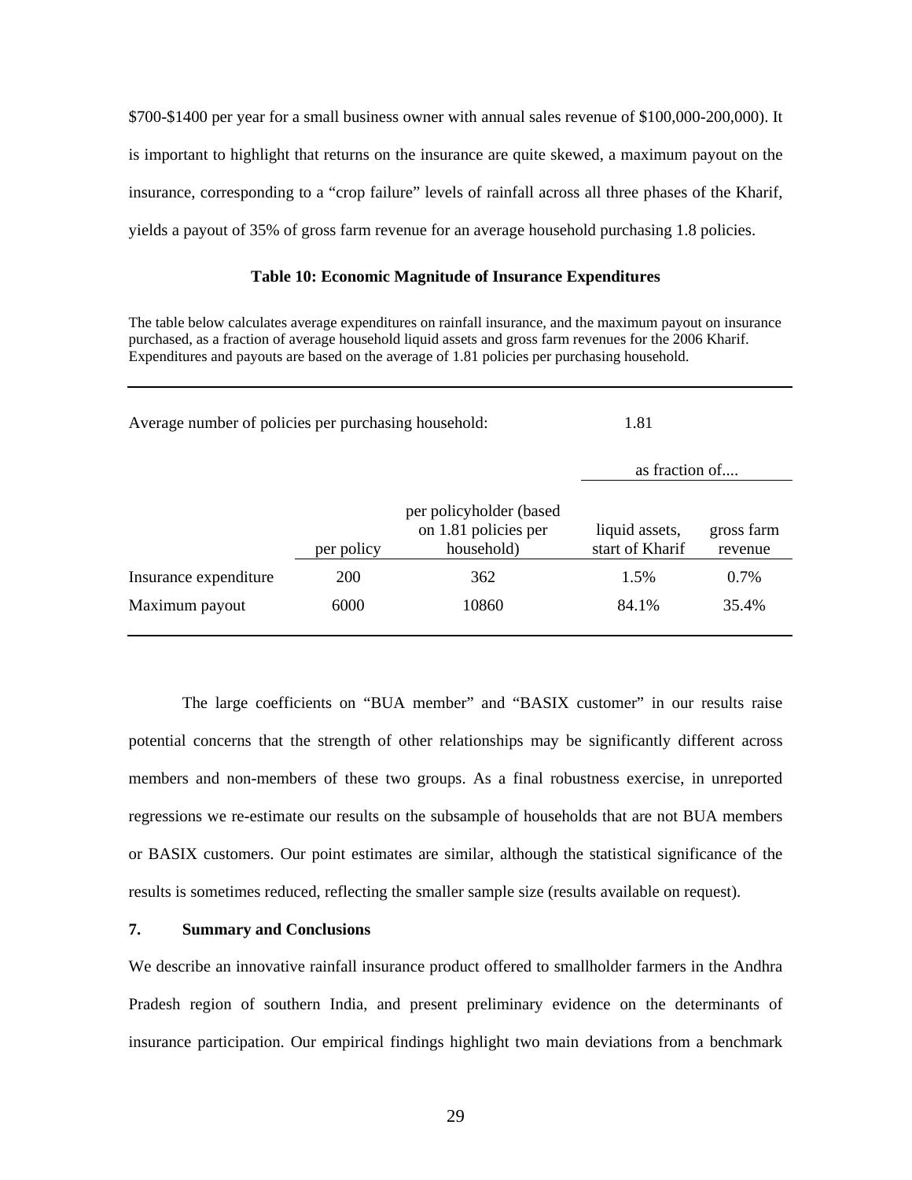$700-$1400 per year for a small business owner with annual sales revenue of $100,000-200,000). It is important to highlight that returns on the insurance are quite skewed, a maximum payout on the insurance, corresponding to a "crop failure" levels of rainfall across all three phases of the Kharif, yields a payout of 35% of gross farm revenue for an average household purchasing 1.8 policies.

**Table 10: Economic Magnitude of Insurance Expenditures**

The table below calculates average expenditures on rainfall insurance, and the maximum payout on insurance purchased, as a fraction of average household liquid assets and gross farm revenues for the 2006 Kharif. Expenditures and payouts are based on the average of 1.81 policies per purchasing household.

| Average number of policies per purchasing household: | | | 1.81 | |
|---|---|---|---|---|
| | | | as fraction of.... | |
| | per policy | per policyholder (based on 1.81 policies per household) | liquid assets, start of Kharif | gross farm revenue |
| Insurance expenditure | 200 | 362 | 1.5% | 0.7% |
| Maximum payout | 6000 | 10860 | 84.1% | 35.4% |

The large coefficients on "BUA member" and "BASIX customer" in our results raise potential concerns that the strength of other relationships may be significantly different across members and non-members of these two groups. As a final robustness exercise, in unreported regressions we re-estimate our results on the subsample of households that are not BUA members or BASIX customers. Our point estimates are similar, although the statistical significance of the results is sometimes reduced, reflecting the smaller sample size (results available on request).

## 7. Summary and Conclusions

We describe an innovative rainfall insurance product offered to smallholder farmers in the Andhra Pradesh region of southern India, and present preliminary evidence on the determinants of insurance participation. Our empirical findings highlight two main deviations from a benchmark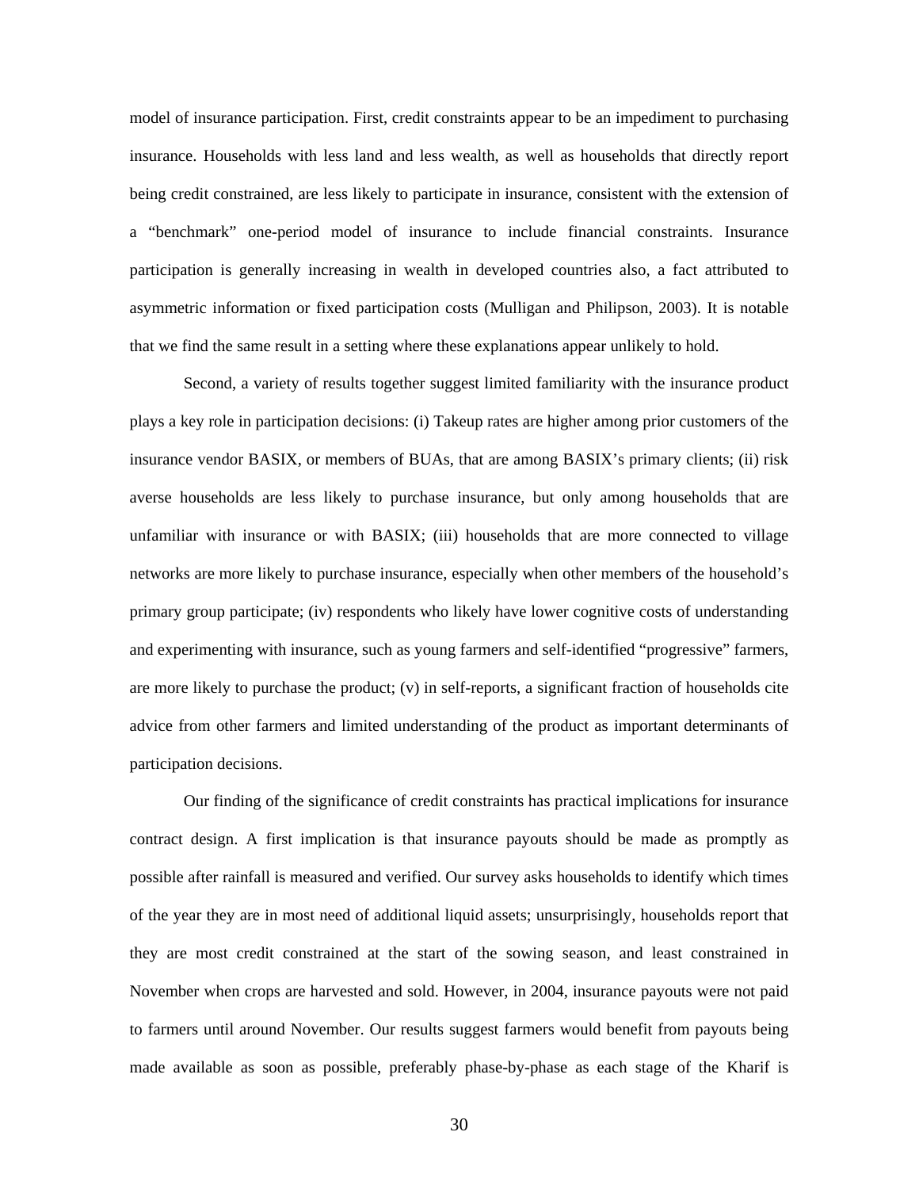model of insurance participation. First, credit constraints appear to be an impediment to purchasing insurance. Households with less land and less wealth, as well as households that directly report being credit constrained, are less likely to participate in insurance, consistent with the extension of a "benchmark" one-period model of insurance to include financial constraints. Insurance participation is generally increasing in wealth in developed countries also, a fact attributed to asymmetric information or fixed participation costs (Mulligan and Philipson, 2003). It is notable that we find the same result in a setting where these explanations appear unlikely to hold.

Second, a variety of results together suggest limited familiarity with the insurance product plays a key role in participation decisions: (i) Takeup rates are higher among prior customers of the insurance vendor BASIX, or members of BUAs, that are among BASIX's primary clients; (ii) risk averse households are less likely to purchase insurance, but only among households that are unfamiliar with insurance or with BASIX; (iii) households that are more connected to village networks are more likely to purchase insurance, especially when other members of the household's primary group participate; (iv) respondents who likely have lower cognitive costs of understanding and experimenting with insurance, such as young farmers and self-identified "progressive" farmers, are more likely to purchase the product; (v) in self-reports, a significant fraction of households cite advice from other farmers and limited understanding of the product as important determinants of participation decisions.

Our finding of the significance of credit constraints has practical implications for insurance contract design. A first implication is that insurance payouts should be made as promptly as possible after rainfall is measured and verified. Our survey asks households to identify which times of the year they are in most need of additional liquid assets; unsurprisingly, households report that they are most credit constrained at the start of the sowing season, and least constrained in November when crops are harvested and sold. However, in 2004, insurance payouts were not paid to farmers until around November. Our results suggest farmers would benefit from payouts being made available as soon as possible, preferably phase-by-phase as each stage of the Kharif is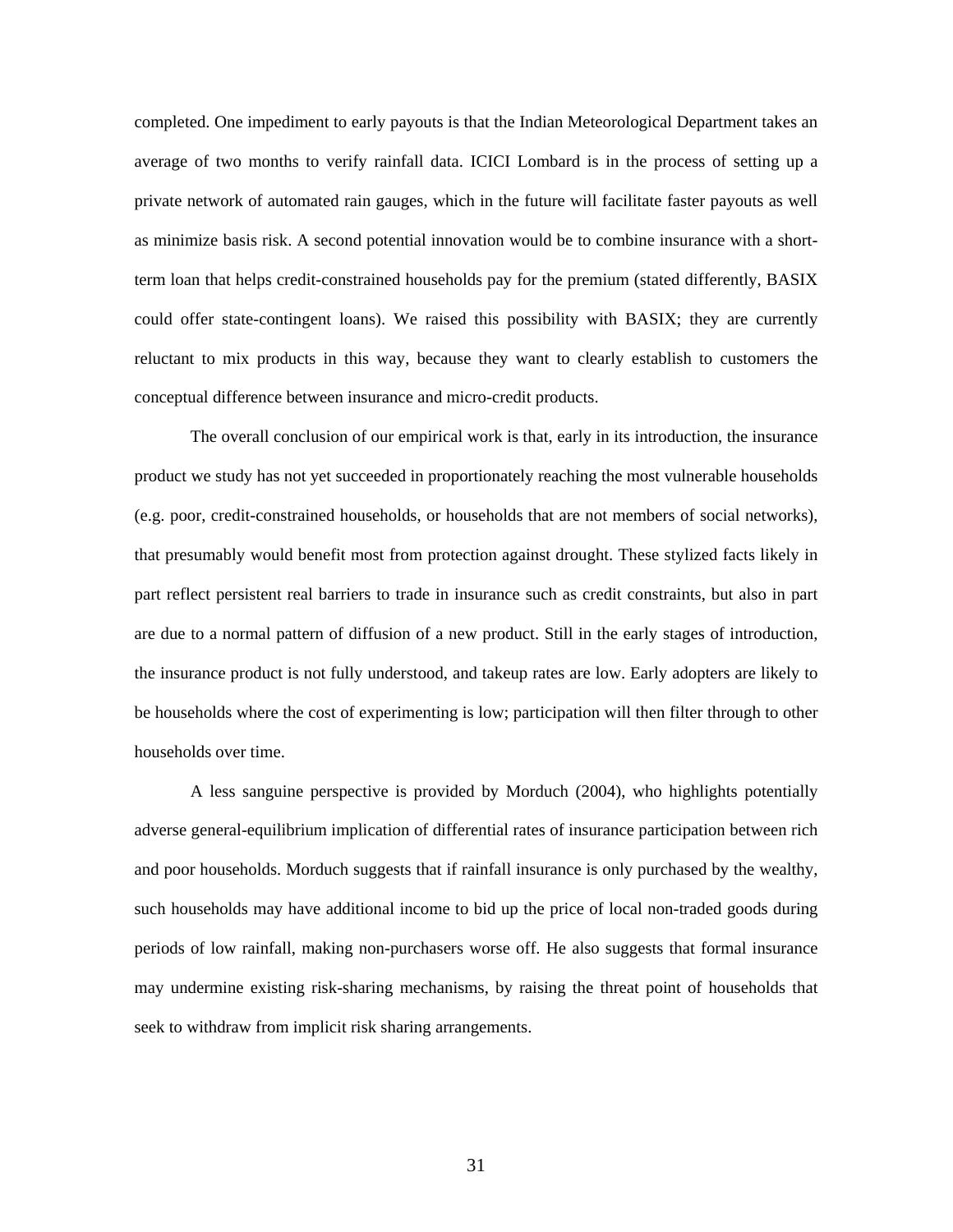completed. One impediment to early payouts is that the Indian Meteorological Department takes an average of two months to verify rainfall data. ICICI Lombard is in the process of setting up a private network of automated rain gauges, which in the future will facilitate faster payouts as well as minimize basis risk. A second potential innovation would be to combine insurance with a short-term loan that helps credit-constrained households pay for the premium (stated differently, BASIX could offer state-contingent loans). We raised this possibility with BASIX; they are currently reluctant to mix products in this way, because they want to clearly establish to customers the conceptual difference between insurance and micro-credit products.

The overall conclusion of our empirical work is that, early in its introduction, the insurance product we study has not yet succeeded in proportionately reaching the most vulnerable households (e.g. poor, credit-constrained households, or households that are not members of social networks), that presumably would benefit most from protection against drought. These stylized facts likely in part reflect persistent real barriers to trade in insurance such as credit constraints, but also in part are due to a normal pattern of diffusion of a new product. Still in the early stages of introduction, the insurance product is not fully understood, and takeup rates are low. Early adopters are likely to be households where the cost of experimenting is low; participation will then filter through to other households over time.

A less sanguine perspective is provided by Morduch (2004), who highlights potentially adverse general-equilibrium implication of differential rates of insurance participation between rich and poor households. Morduch suggests that if rainfall insurance is only purchased by the wealthy, such households may have additional income to bid up the price of local non-traded goods during periods of low rainfall, making non-purchasers worse off. He also suggests that formal insurance may undermine existing risk-sharing mechanisms, by raising the threat point of households that seek to withdraw from implicit risk sharing arrangements.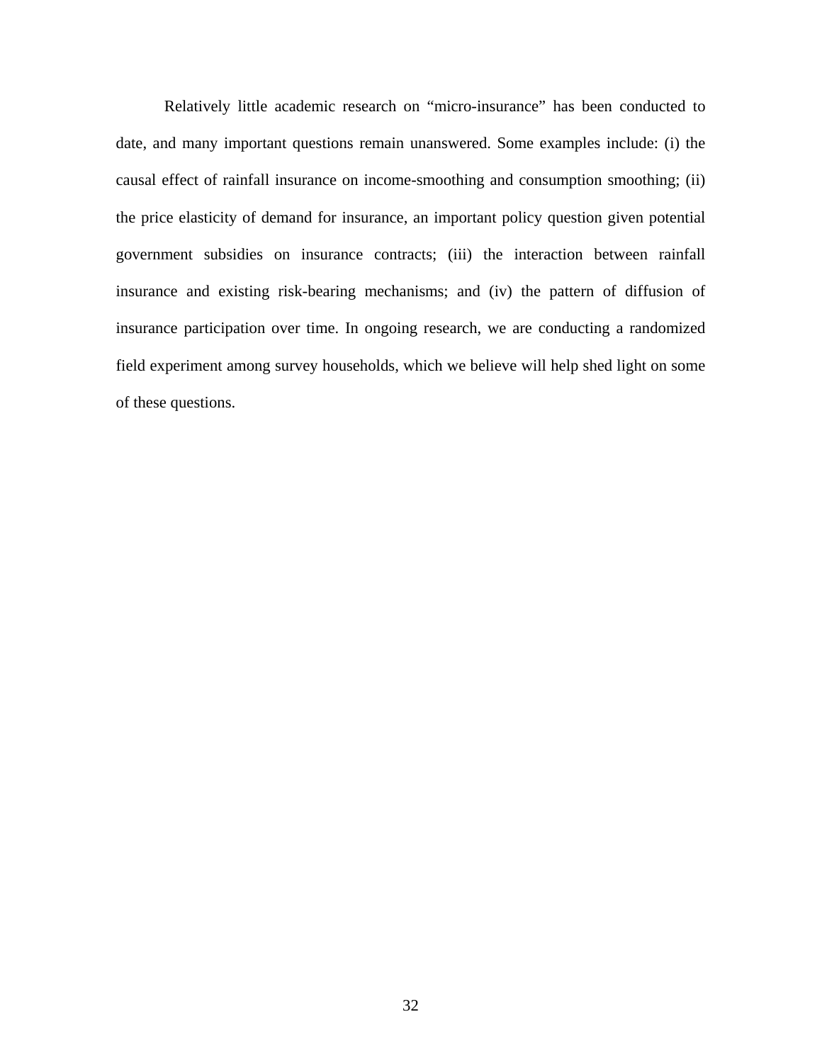Relatively little academic research on "micro-insurance" has been conducted to date, and many important questions remain unanswered. Some examples include: (i) the causal effect of rainfall insurance on income-smoothing and consumption smoothing; (ii) the price elasticity of demand for insurance, an important policy question given potential government subsidies on insurance contracts; (iii) the interaction between rainfall insurance and existing risk-bearing mechanisms; and (iv) the pattern of diffusion of insurance participation over time. In ongoing research, we are conducting a randomized field experiment among survey households, which we believe will help shed light on some of these questions.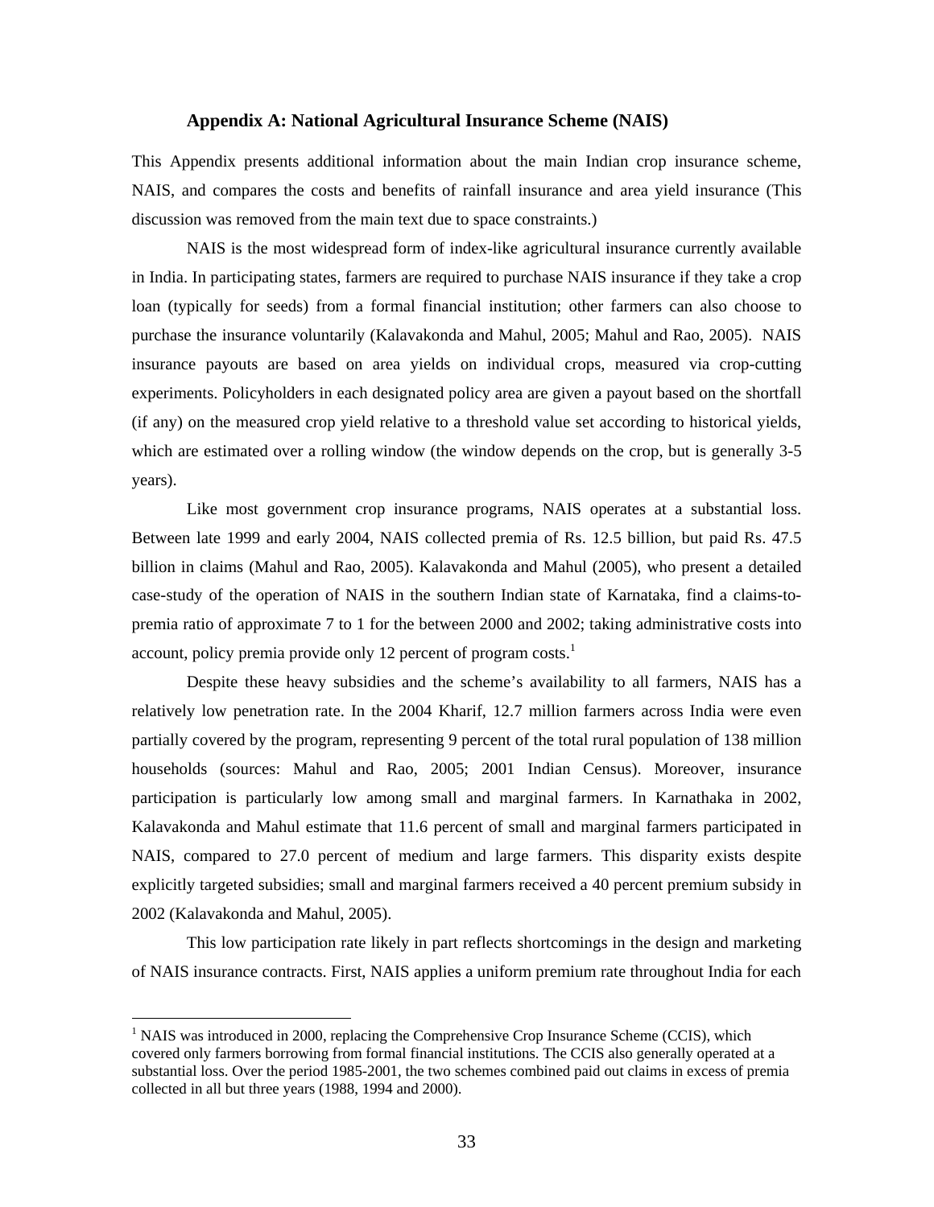### Appendix A: National Agricultural Insurance Scheme (NAIS)

This Appendix presents additional information about the main Indian crop insurance scheme, NAIS, and compares the costs and benefits of rainfall insurance and area yield insurance (This discussion was removed from the main text due to space constraints.)

NAIS is the most widespread form of index-like agricultural insurance currently available in India. In participating states, farmers are required to purchase NAIS insurance if they take a crop loan (typically for seeds) from a formal financial institution; other farmers can also choose to purchase the insurance voluntarily (Kalavakonda and Mahul, 2005; Mahul and Rao, 2005). NAIS insurance payouts are based on area yields on individual crops, measured via crop-cutting experiments. Policyholders in each designated policy area are given a payout based on the shortfall (if any) on the measured crop yield relative to a threshold value set according to historical yields, which are estimated over a rolling window (the window depends on the crop, but is generally 3-5 years).

Like most government crop insurance programs, NAIS operates at a substantial loss. Between late 1999 and early 2004, NAIS collected premia of Rs. 12.5 billion, but paid Rs. 47.5 billion in claims (Mahul and Rao, 2005). Kalavakonda and Mahul (2005), who present a detailed case-study of the operation of NAIS in the southern Indian state of Karnataka, find a claims-to-premia ratio of approximate 7 to 1 for the between 2000 and 2002; taking administrative costs into account, policy premia provide only 12 percent of program costs.[1]

Despite these heavy subsidies and the scheme's availability to all farmers, NAIS has a relatively low penetration rate. In the 2004 Kharif, 12.7 million farmers across India were even partially covered by the program, representing 9 percent of the total rural population of 138 million households (sources: Mahul and Rao, 2005; 2001 Indian Census). Moreover, insurance participation is particularly low among small and marginal farmers. In Karnathaka in 2002, Kalavakonda and Mahul estimate that 11.6 percent of small and marginal farmers participated in NAIS, compared to 27.0 percent of medium and large farmers. This disparity exists despite explicitly targeted subsidies; small and marginal farmers received a 40 percent premium subsidy in 2002 (Kalavakonda and Mahul, 2005).

This low participation rate likely in part reflects shortcomings in the design and marketing of NAIS insurance contracts. First, NAIS applies a uniform premium rate throughout India for each

[1] NAIS was introduced in 2000, replacing the Comprehensive Crop Insurance Scheme (CCIS), which covered only farmers borrowing from formal financial institutions. The CCIS also generally operated at a substantial loss. Over the period 1985-2001, the two schemes combined paid out claims in excess of premia collected in all but three years (1988, 1994 and 2000).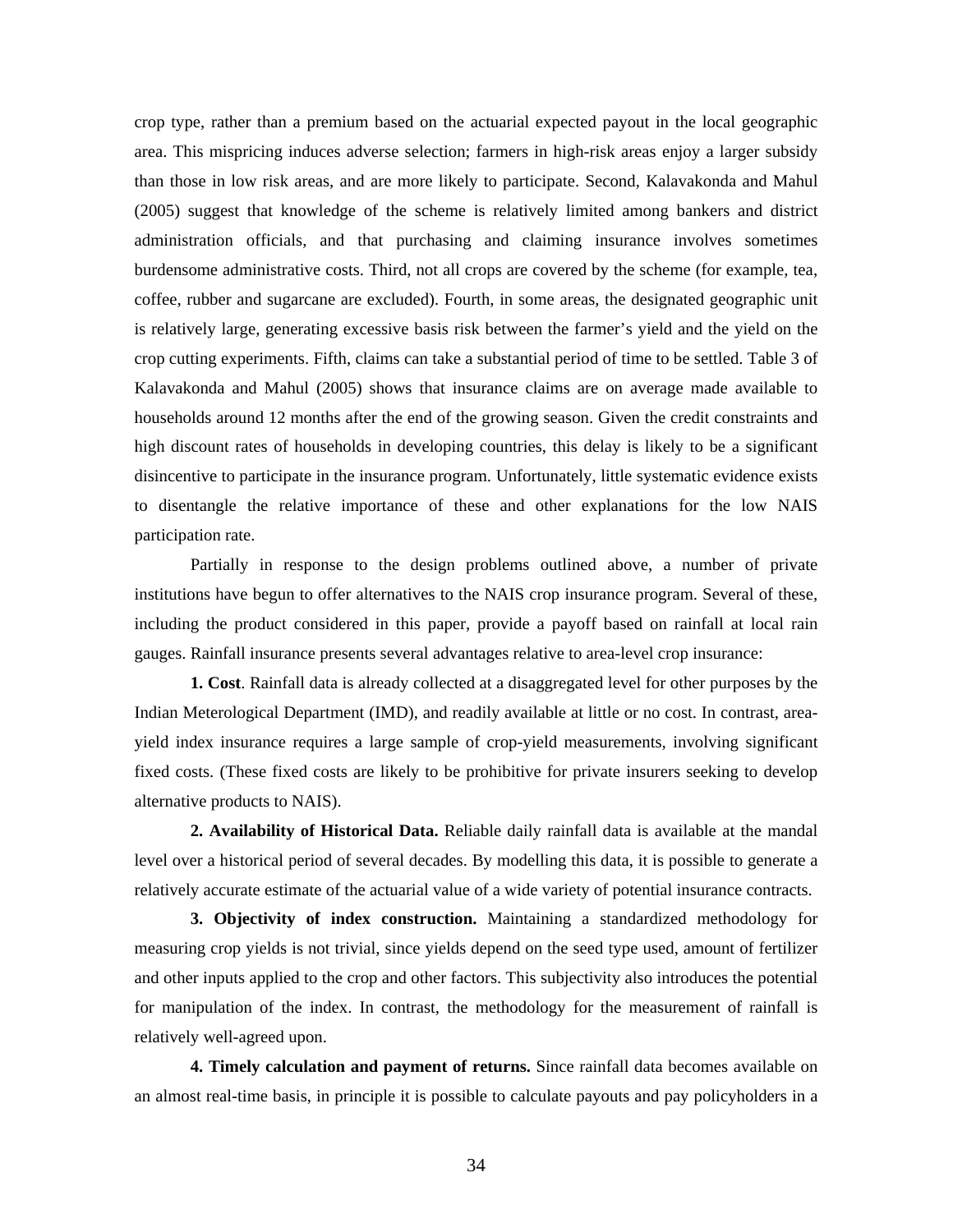crop type, rather than a premium based on the actuarial expected payout in the local geographic area. This mispricing induces adverse selection; farmers in high-risk areas enjoy a larger subsidy than those in low risk areas, and are more likely to participate. Second, Kalavakonda and Mahul (2005) suggest that knowledge of the scheme is relatively limited among bankers and district administration officials, and that purchasing and claiming insurance involves sometimes burdensome administrative costs. Third, not all crops are covered by the scheme (for example, tea, coffee, rubber and sugarcane are excluded). Fourth, in some areas, the designated geographic unit is relatively large, generating excessive basis risk between the farmer's yield and the yield on the crop cutting experiments. Fifth, claims can take a substantial period of time to be settled. Table 3 of Kalavakonda and Mahul (2005) shows that insurance claims are on average made available to households around 12 months after the end of the growing season. Given the credit constraints and high discount rates of households in developing countries, this delay is likely to be a significant disincentive to participate in the insurance program. Unfortunately, little systematic evidence exists to disentangle the relative importance of these and other explanations for the low NAIS participation rate.

Partially in response to the design problems outlined above, a number of private institutions have begun to offer alternatives to the NAIS crop insurance program. Several of these, including the product considered in this paper, provide a payoff based on rainfall at local rain gauges. Rainfall insurance presents several advantages relative to area-level crop insurance:

**1. Cost**. Rainfall data is already collected at a disaggregated level for other purposes by the Indian Meterological Department (IMD), and readily available at little or no cost. In contrast, area-yield index insurance requires a large sample of crop-yield measurements, involving significant fixed costs. (These fixed costs are likely to be prohibitive for private insurers seeking to develop alternative products to NAIS).

**2. Availability of Historical Data.** Reliable daily rainfall data is available at the mandal level over a historical period of several decades. By modelling this data, it is possible to generate a relatively accurate estimate of the actuarial value of a wide variety of potential insurance contracts.

**3. Objectivity of index construction.** Maintaining a standardized methodology for measuring crop yields is not trivial, since yields depend on the seed type used, amount of fertilizer and other inputs applied to the crop and other factors. This subjectivity also introduces the potential for manipulation of the index. In contrast, the methodology for the measurement of rainfall is relatively well-agreed upon.

**4. Timely calculation and payment of returns.** Since rainfall data becomes available on an almost real-time basis, in principle it is possible to calculate payouts and pay policyholders in a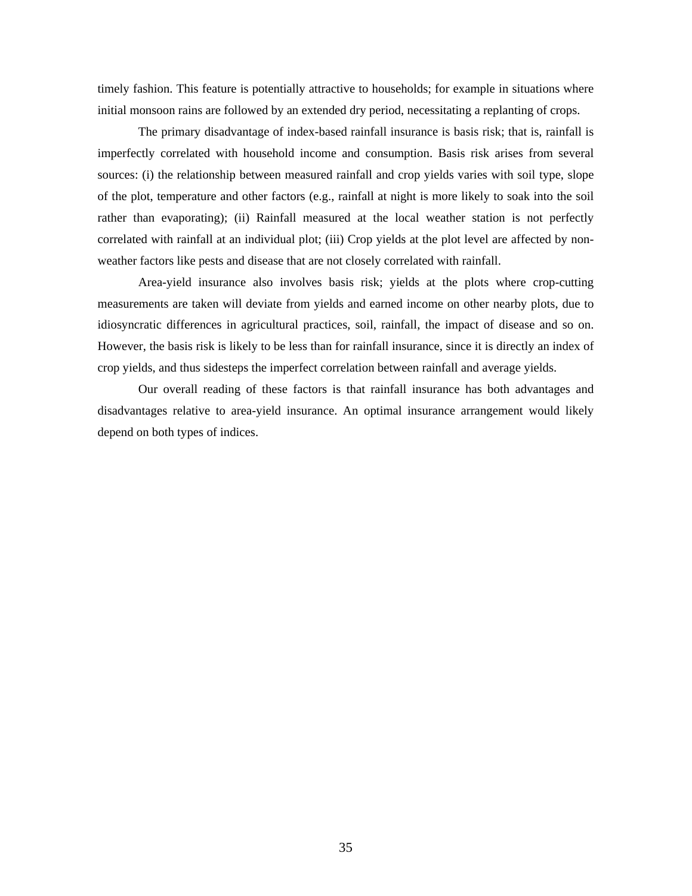timely fashion. This feature is potentially attractive to households; for example in situations where initial monsoon rains are followed by an extended dry period, necessitating a replanting of crops.

The primary disadvantage of index-based rainfall insurance is basis risk; that is, rainfall is imperfectly correlated with household income and consumption. Basis risk arises from several sources: (i) the relationship between measured rainfall and crop yields varies with soil type, slope of the plot, temperature and other factors (e.g., rainfall at night is more likely to soak into the soil rather than evaporating); (ii) Rainfall measured at the local weather station is not perfectly correlated with rainfall at an individual plot; (iii) Crop yields at the plot level are affected by non-weather factors like pests and disease that are not closely correlated with rainfall.

Area-yield insurance also involves basis risk; yields at the plots where crop-cutting measurements are taken will deviate from yields and earned income on other nearby plots, due to idiosyncratic differences in agricultural practices, soil, rainfall, the impact of disease and so on. However, the basis risk is likely to be less than for rainfall insurance, since it is directly an index of crop yields, and thus sidesteps the imperfect correlation between rainfall and average yields.

Our overall reading of these factors is that rainfall insurance has both advantages and disadvantages relative to area-yield insurance. An optimal insurance arrangement would likely depend on both types of indices.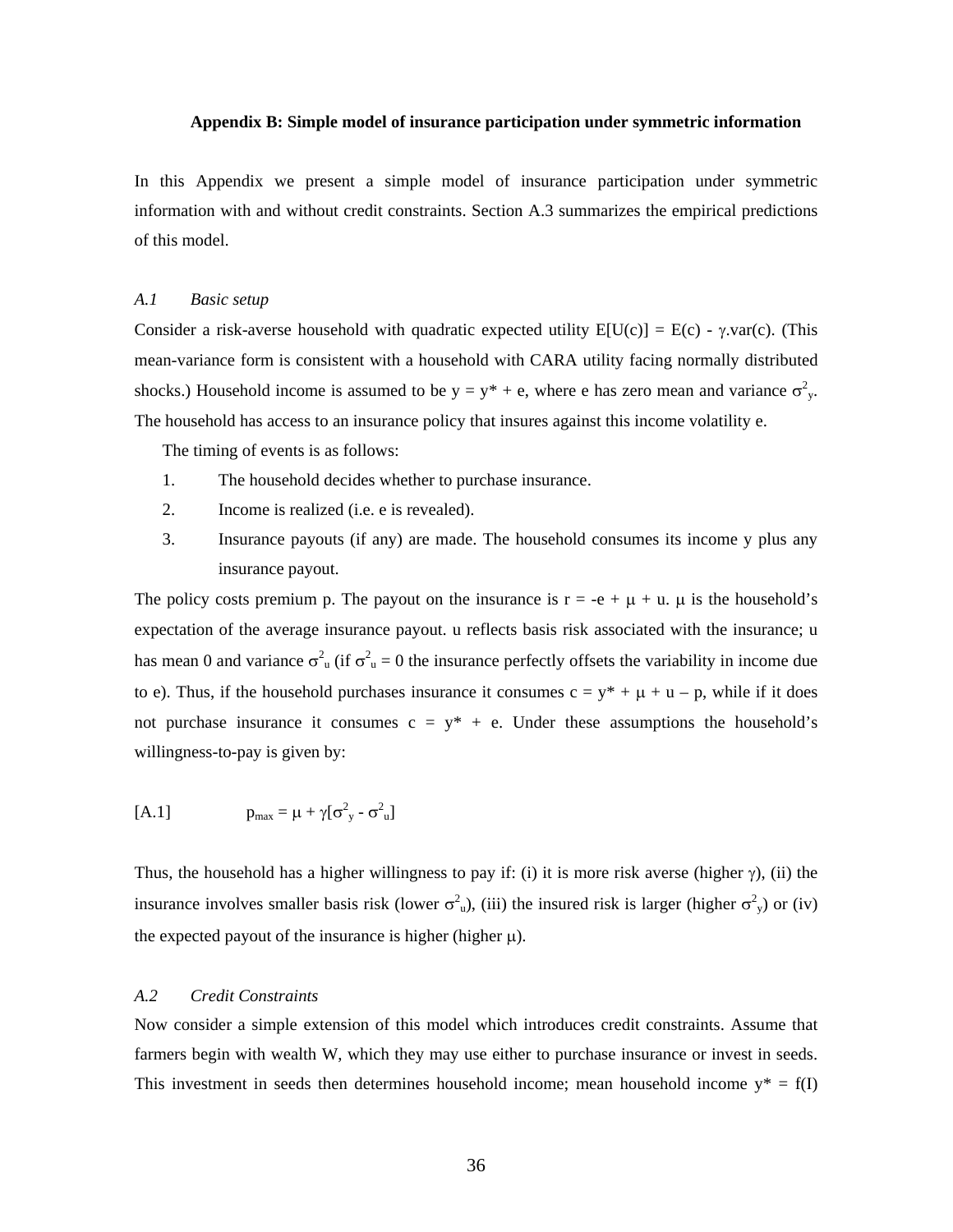**Appendix B: Simple model of insurance participation under symmetric information**

In this Appendix we present a simple model of insurance participation under symmetric information with and without credit constraints. Section A.3 summarizes the empirical predictions of this model.

*A.1 Basic setup*

Consider a risk-averse household with quadratic expected utility $E[U(c)] = E(c) - \gamma.var(c)$. (This mean-variance form is consistent with a household with CARA utility facing normally distributed shocks.) Household income is assumed to be $y = y^* + e$, where e has zero mean and variance $\sigma^2_y$. The household has access to an insurance policy that insures against this income volatility e.

The timing of events is as follows:

1. The household decides whether to purchase insurance.
2. Income is realized (i.e. e is revealed).
3. Insurance payouts (if any) are made. The household consumes its income y plus any insurance payout.

The policy costs premium p. The payout on the insurance is $r = -e + \mu + u$. $\mu$ is the household's expectation of the average insurance payout. u reflects basis risk associated with the insurance; u has mean 0 and variance $\sigma^2_u$ (if $\sigma^2_u = 0$ the insurance perfectly offsets the variability in income due to e). Thus, if the household purchases insurance it consumes $c = y^* + \mu + u - p$, while if it does not purchase insurance it consumes $c = y^* + e$. Under these assumptions the household's willingness-to-pay is given by:

$$p_{max} = \mu + \gamma[\sigma^2_y - \sigma^2_u] \quad \text{[A.1]}$$

Thus, the household has a higher willingness to pay if: (i) it is more risk averse (higher $\gamma$), (ii) the insurance involves smaller basis risk (lower $\sigma^2_u$), (iii) the insured risk is larger (higher $\sigma^2_y$) or (iv) the expected payout of the insurance is higher (higher $\mu$).

*A.2 Credit Constraints*

Now consider a simple extension of this model which introduces credit constraints. Assume that farmers begin with wealth W, which they may use either to purchase insurance or invest in seeds. This investment in seeds then determines household income; mean household income $y^* = f(I)$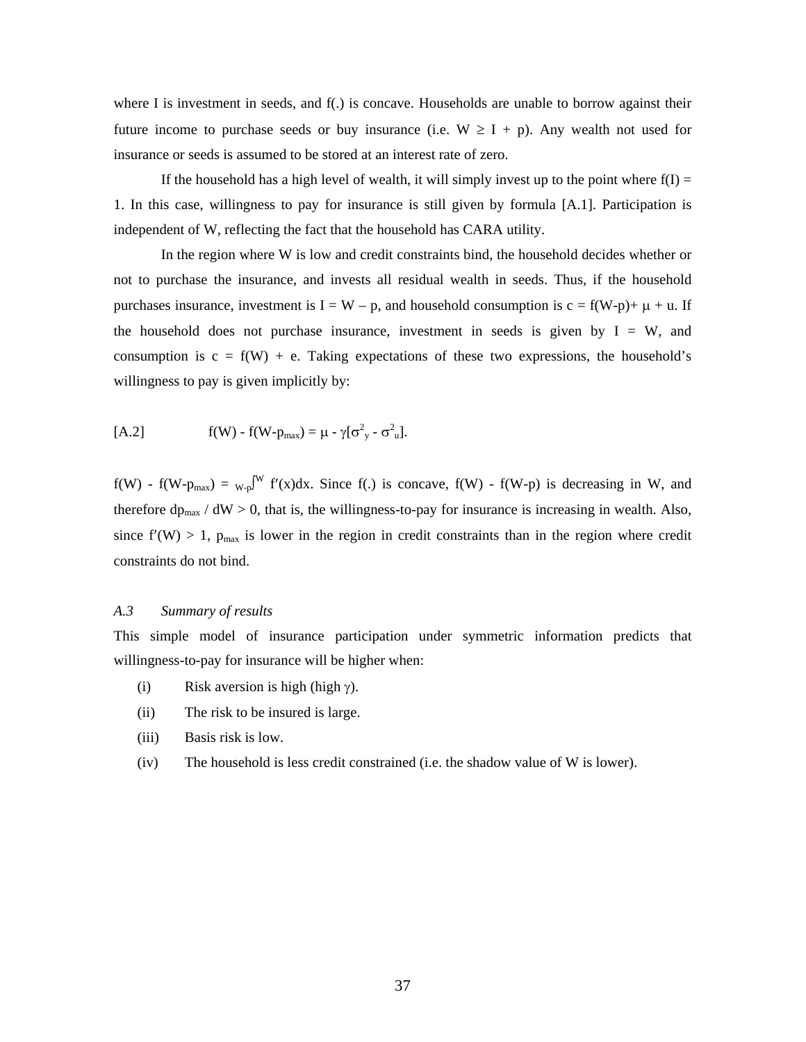where I is investment in seeds, and f(.) is concave. Households are unable to borrow against their future income to purchase seeds or buy insurance (i.e. $W \geq I + p$). Any wealth not used for insurance or seeds is assumed to be stored at an interest rate of zero.

If the household has a high level of wealth, it will simply invest up to the point where $f(I) = 1$. In this case, willingness to pay for insurance is still given by formula [A.1]. Participation is independent of W, reflecting the fact that the household has CARA utility.

In the region where W is low and credit constraints bind, the household decides whether or not to purchase the insurance, and invests all residual wealth in seeds. Thus, if the household purchases insurance, investment is $I = W - p$, and household consumption is $c = f(W\text{-}p) + \mu + u$. If the household does not purchase insurance, investment in seeds is given by $I = W$, and consumption is $c = f(W) + e$. Taking expectations of these two expressions, the household's willingness to pay is given implicitly by:

$$\text{[A.2]} \qquad f(W) - f(W - p_{max}) = \mu - \gamma[\sigma^2_y - \sigma^2_u].$$

$f(W) - f(W-p_{max}) = \int_{W-p}^{W} f'(x)dx$. Since f(.) is concave, $f(W) - f(W-p)$ is decreasing in W, and therefore $dp_{max} / dW > 0$, that is, the willingness-to-pay for insurance is increasing in wealth. Also, since $f'(W) > 1$, $p_{max}$ is lower in the region in credit constraints than in the region where credit constraints do not bind.

### *A.3 Summary of results*

This simple model of insurance participation under symmetric information predicts that willingness-to-pay for insurance will be higher when:

(i) Risk aversion is high (high $\gamma$).

(ii) The risk to be insured is large.

(iii) Basis risk is low.

(iv) The household is less credit constrained (i.e. the shadow value of W is lower).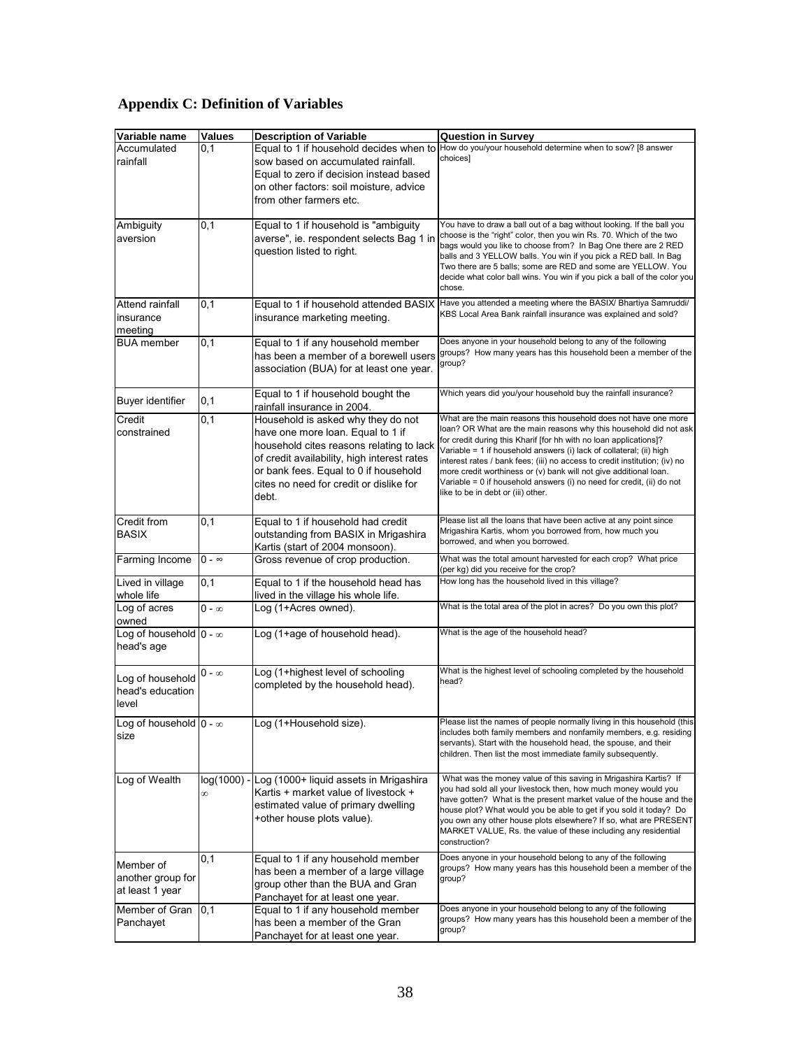## Appendix C: Definition of Variables

| Variable name | Values | Description of Variable | Question in Survey |
|---|---|---|---|
| Accumulated rainfall | 0,1 | Equal to 1 if household decides when to sow based on accumulated rainfall. Equal to zero if decision instead based on other factors: soil moisture, advice from other farmers etc. | How do you/your household determine when to sow? [8 answer choices] |
| Ambiguity aversion | 0,1 | Equal to 1 if household is "ambiguity averse", ie. respondent selects Bag 1 in question listed to right. | You have to draw a ball out of a bag without looking. If the ball you choose is the "right" color, then you win Rs. 70. Which of the two bags would you like to choose from? In Bag One there are 2 RED balls and 3 YELLOW balls. You win if you pick a RED ball. In Bag Two there are 5 balls; some are RED and some are YELLOW. You decide what color ball wins. You win if you pick a ball of the color you chose. |
| Attend rainfall insurance meeting | 0,1 | Equal to 1 if household attended BASIX insurance marketing meeting. | Have you attended a meeting where the BASIX/ Bhartiya Samruddi/ KBS Local Area Bank rainfall insurance was explained and sold? |
| BUA member | 0,1 | Equal to 1 if any household member has been a member of a borewell users association (BUA) for at least one year. | Does anyone in your household belong to any of the following groups? How many years has this household been a member of the group? |
| Buyer identifier | 0,1 | Equal to 1 if household bought the rainfall insurance in 2004. | Which years did you/your household buy the rainfall insurance? |
| Credit constrained | 0,1 | Household is asked why they do not have one more loan. Equal to 1 if household cites reasons relating to lack of credit availability, high interest rates or bank fees. Equal to 0 if household cites no need for credit or dislike for debt. | What are the main reasons this household does not have one more loan? OR What are the main reasons why this household did not ask for credit during this Kharif [for hh with no loan applications]? Variable = 1 if household answers (i) lack of collateral; (ii) high interest rates / bank fees; (iii) no access to credit institution; (iv) no more credit worthiness or (v) bank will not give additional loan. Variable = 0 if household answers (i) no need for credit, (ii) do not like to be in debt or (iii) other. |
| Credit from BASIX | 0,1 | Equal to 1 if household had credit outstanding from BASIX in Mrigashira Kartis (start of 2004 monsoon). | Please list all the loans that have been active at any point since Mrigashira Kartis, whom you borrowed from, how much you borrowed, and when you borrowed. |
| Farming Income | 0 - ∞ | Gross revenue of crop production. | What was the total amount harvested for each crop? What price (per kg) did you receive for the crop? |
| Lived in village whole life | 0,1 | Equal to 1 if the household head has lived in the village his whole life. | How long has the household lived in this village? |
| Log of acres owned | 0 - ∞ | Log (1+Acres owned). | What is the total area of the plot in acres? Do you own this plot? |
| Log of household head's age | 0 - ∞ | Log (1+age of household head). | What is the age of the household head? |
| Log of household head's education level | 0 - ∞ | Log (1+highest level of schooling completed by the household head). | What is the highest level of schooling completed by the household head? |
| Log of household size | 0 - ∞ | Log (1+Household size). | Please list the names of people normally living in this household (this includes both family members and nonfamily members, e.g. residing servants). Start with the household head, the spouse, and their children. Then list the most immediate family subsequently. |
| Log of Wealth | log(1000) - ∞ | Log (1000+ liquid assets in Mrigashira Kartis + market value of livestock + estimated value of primary dwelling +other house plots value). | What was the money value of this saving in Mrigashira Kartis? If you had sold all your livestock then, how much money would you have gotten? What is the present market value of the house and the house plot? What would you be able to get if you sold it today? Do you own any other house plots elsewhere? If so, what are PRESENT MARKET VALUE, Rs. the value of these including any residential construction? |
| Member of another group for at least 1 year | 0,1 | Equal to 1 if any household member has been a member of a large village group other than the BUA and Gran Panchayet for at least one year. | Does anyone in your household belong to any of the following groups? How many years has this household been a member of the group? |
| Member of Gran Panchayet | 0,1 | Equal to 1 if any household member has been a member of the Gran Panchayet for at least one year. | Does anyone in your household belong to any of the following groups? How many years has this household been a member of the group? |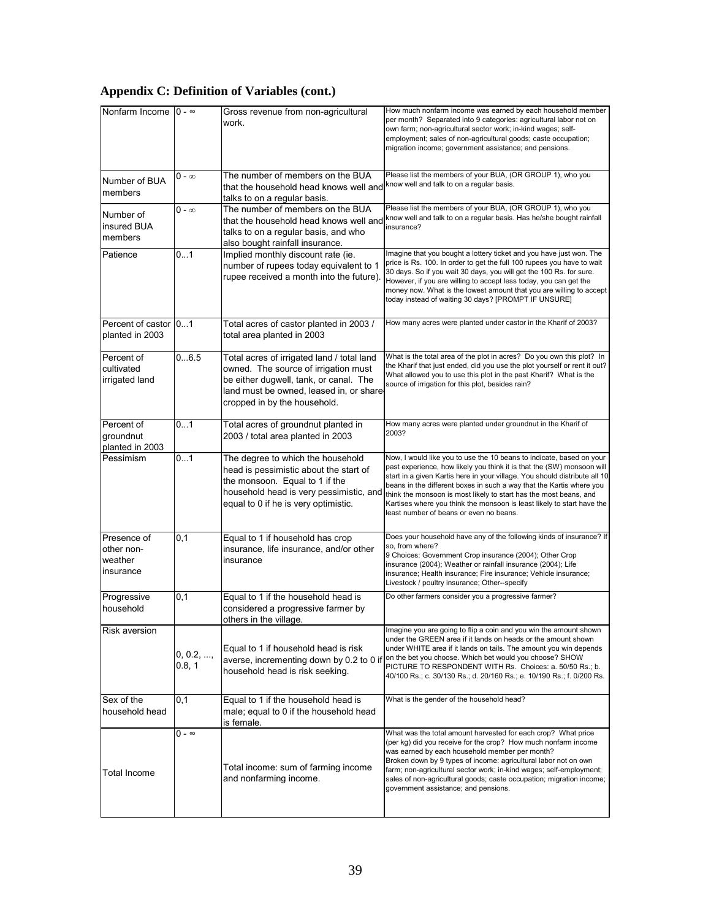## Appendix C: Definition of Variables (cont.)

| | | | |
|---|---|---|---|
| Nonfarm Income | 0 - ∞ | Gross revenue from non-agricultural work. | How much nonfarm income was earned by each household member per month? Separated into 9 categories: agricultural labor not on own farm; non-agricultural sector work; in-kind wages; self-employment; sales of non-agricultural goods; caste occupation; migration income; government assistance; and pensions. |
| Number of BUA members | 0 - ∞ | The number of members on the BUA that the household head knows well and talks to on a regular basis. | Please list the members of your BUA, (OR GROUP 1), who you know well and talk to on a regular basis. |
| Number of insured BUA members | 0 - ∞ | The number of members on the BUA that the household head knows well and talks to on a regular basis, and who also bought rainfall insurance. | Please list the members of your BUA, (OR GROUP 1), who you know well and talk to on a regular basis. Has he/she bought rainfall insurance? |
| Patience | 0...1 | Implied monthly discount rate (ie. number of rupees today equivalent to 1 rupee received a month into the future). | Imagine that you bought a lottery ticket and you have just won. The price is Rs. 100. In order to get the full 100 rupees you have to wait 30 days. So if you wait 30 days, you will get the 100 Rs. for sure. However, if you are willing to accept less today, you can get the money now. What is the lowest amount that you are willing to accept today instead of waiting 30 days? [PROMPT IF UNSURE] |
| Percent of castor planted in 2003 | 0...1 | Total acres of castor planted in 2003 / total area planted in 2003 | How many acres were planted under castor in the Kharif of 2003? |
| Percent of cultivated irrigated land | 0...6.5 | Total acres of irrigated land / total land owned. The source of irrigation must be either dugwell, tank, or canal. The land must be owned, leased in, or share-cropped in by the household. | What is the total area of the plot in acres? Do you own this plot? In the Kharif that just ended, did you use the plot yourself or rent it out? What allowed you to use this plot in the past Kharif? What is the source of irrigation for this plot, besides rain? |
| Percent of groundnut planted in 2003 | 0...1 | Total acres of groundnut planted in 2003 / total area planted in 2003 | How many acres were planted under groundnut in the Kharif of 2003? |
| Pessimism | 0...1 | The degree to which the household head is pessimistic about the start of the monsoon. Equal to 1 if the household head is very pessimistic, and equal to 0 if he is very optimistic. | Now, I would like you to use the 10 beans to indicate, based on your past experience, how likely you think it is that the (SW) monsoon will start in a given Kartis here in your village. You should distribute all 10 beans in the different boxes in such a way that the Kartis where you think the monsoon is most likely to start has the most beans, and Kartises where you think the monsoon is least likely to start have the least number of beans or even no beans. |
| Presence of other non-weather insurance | 0,1 | Equal to 1 if household has crop insurance, life insurance, and/or other insurance | Does your household have any of the following kinds of insurance? If so, from where? 9 Choices: Government Crop insurance (2004); Other Crop insurance (2004); Weather or rainfall insurance (2004); Life insurance; Health insurance; Fire insurance; Vehicle insurance; Livestock / poultry insurance; Other--specify |
| Progressive household | 0,1 | Equal to 1 if the household head is considered a progressive farmer by others in the village. | Do other farmers consider you a progressive farmer? |
| Risk aversion | 0, 0.2, ..., 0.8, 1 | Equal to 1 if household head is risk averse, incrementing down by 0.2 to 0 if household head is risk seeking. | Imagine you are going to flip a coin and you win the amount shown under the GREEN area if it lands on heads or the amount shown under WHITE area if it lands on tails. The amount you win depends on the bet you choose. Which bet would you choose? SHOW PICTURE TO RESPONDENT WITH Rs. Choices: a. 50/50 Rs.; b. 40/100 Rs.; c. 30/130 Rs.; d. 20/160 Rs.; e. 10/190 Rs.; f. 0/200 Rs. |
| Sex of the household head | 0,1 | Equal to 1 if the household head is male; equal to 0 if the household head is female. | What is the gender of the household head? |
| Total Income | 0 - ∞ | Total income: sum of farming income and nonfarming income. | What was the total amount harvested for each crop? What price (per kg) did you receive for the crop? How much nonfarm income was earned by each household member per month? Broken down by 9 types of income: agricultural labor not on own farm; non-agricultural sector work; in-kind wages; self-employment; sales of non-agricultural goods; caste occupation; migration income; government assistance; and pensions. |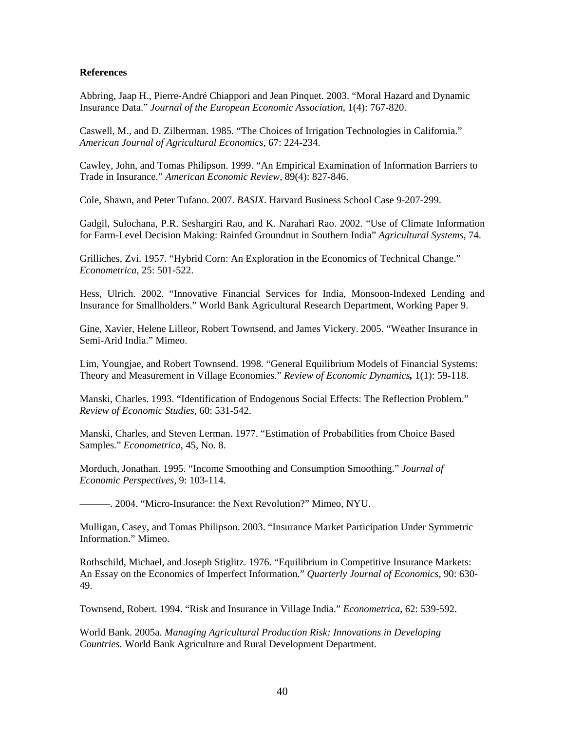**References**

Abbring, Jaap H., Pierre-André Chiappori and Jean Pinquet. 2003. "Moral Hazard and Dynamic Insurance Data." *Journal of the European Economic Association*, 1(4): 767-820.

Caswell, M., and D. Zilberman. 1985. "The Choices of Irrigation Technologies in California." *American Journal of Agricultural Economics*, 67: 224-234.

Cawley, John, and Tomas Philipson. 1999. "An Empirical Examination of Information Barriers to Trade in Insurance." *American Economic Review*, 89(4): 827-846.

Cole, Shawn, and Peter Tufano. 2007. *BASIX*. Harvard Business School Case 9-207-299.

Gadgil, Sulochana, P.R. Seshargiri Rao, and K. Narahari Rao. 2002. "Use of Climate Information for Farm-Level Decision Making: Rainfed Groundnut in Southern India" *Agricultural Systems*, 74.

Grilliches, Zvi. 1957. "Hybrid Corn: An Exploration in the Economics of Technical Change." *Econometrica*, 25: 501-522.

Hess, Ulrich. 2002. "Innovative Financial Services for India, Monsoon-Indexed Lending and Insurance for Smallholders." World Bank Agricultural Research Department, Working Paper 9.

Gine, Xavier, Helene Lilleor, Robert Townsend, and James Vickery. 2005. "Weather Insurance in Semi-Arid India." Mimeo.

Lim, Youngjae, and Robert Townsend. 1998. "General Equilibrium Models of Financial Systems: Theory and Measurement in Village Economies." *Review of Economic Dynamics***,** 1(1): 59-118.

Manski, Charles. 1993. "Identification of Endogenous Social Effects: The Reflection Problem." *Review of Economic Studies*, 60: 531-542.

Manski, Charles, and Steven Lerman. 1977. "Estimation of Probabilities from Choice Based Samples." *Econometrica*, 45, No. 8.

Morduch, Jonathan. 1995. "Income Smoothing and Consumption Smoothing." *Journal of Economic Perspectives*, 9: 103-114.

———. 2004. "Micro-Insurance: the Next Revolution?" Mimeo, NYU.

Mulligan, Casey, and Tomas Philipson. 2003. "Insurance Market Participation Under Symmetric Information." Mimeo.

Rothschild, Michael, and Joseph Stiglitz. 1976. "Equilibrium in Competitive Insurance Markets: An Essay on the Economics of Imperfect Information." *Quarterly Journal of Economics*, 90: 630-49.

Townsend, Robert. 1994. "Risk and Insurance in Village India." *Econometrica*, 62: 539-592.

World Bank. 2005a. *Managing Agricultural Production Risk: Innovations in Developing Countries.* World Bank Agriculture and Rural Development Department.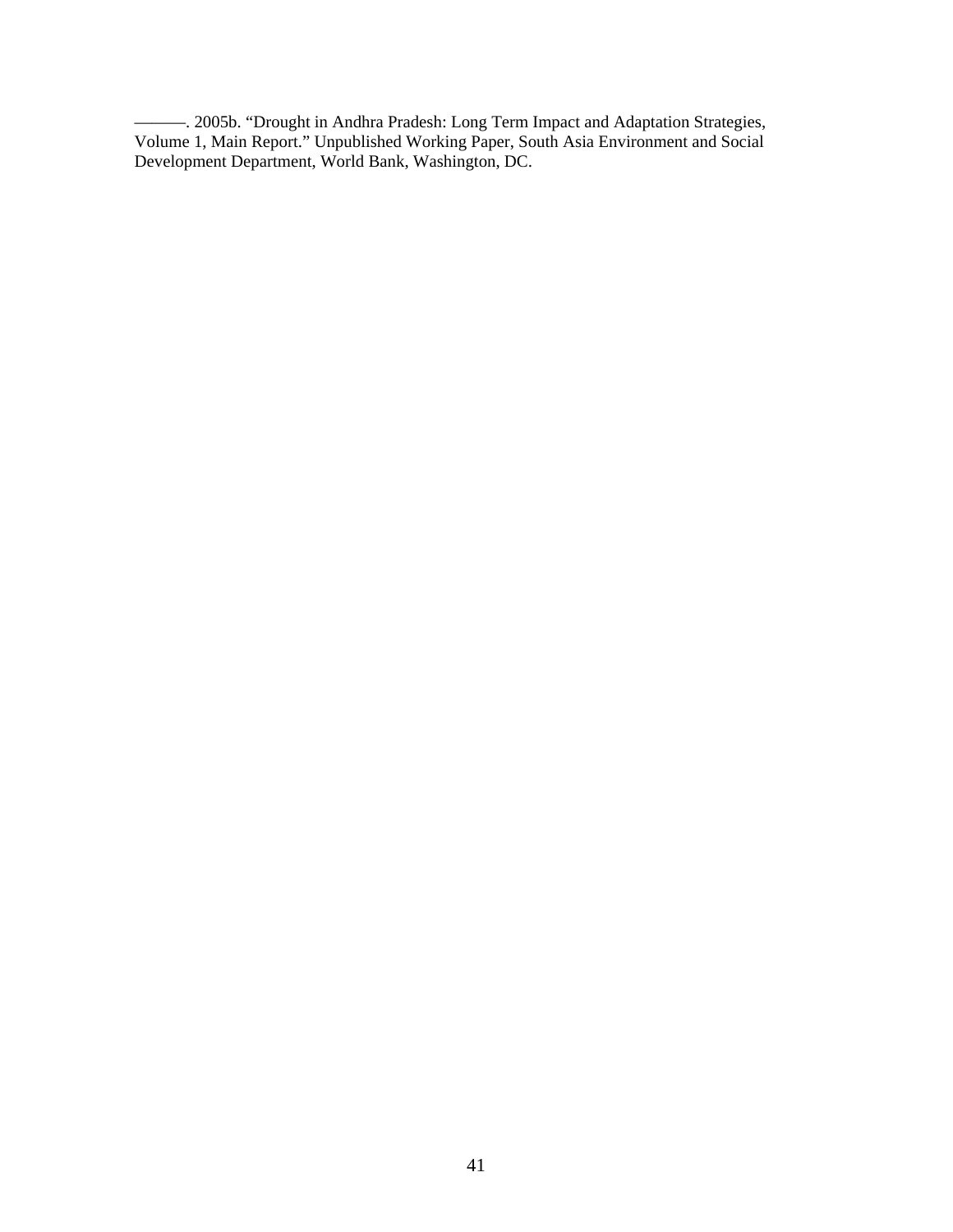———. 2005b. "Drought in Andhra Pradesh: Long Term Impact and Adaptation Strategies, Volume 1, Main Report." Unpublished Working Paper, South Asia Environment and Social Development Department, World Bank, Washington, DC.